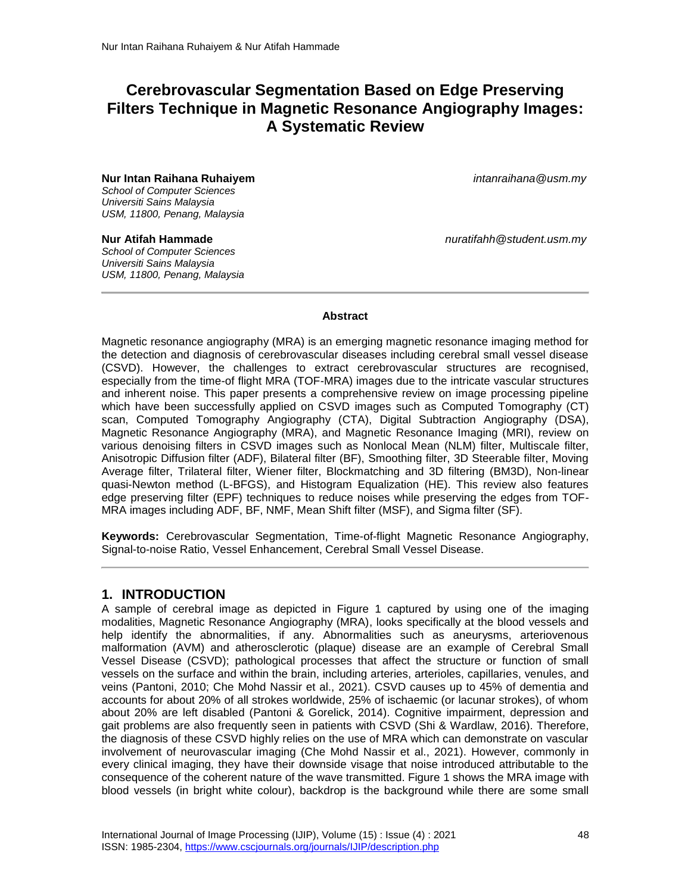# Cerebrovascular Segmentation Based on Edge Preserving Filters Technique in Magnetic Resonance Angiography Images: A Systematic Review

**Nur Intan Raihana Ruhaiyem** *intanraihana@usm.my*
*School of Computer Sciences*
*Universiti Sains Malaysia*
*USM, 11800, Penang, Malaysia*

**Nur Atifah Hammade** *nuratifahh@student.usm.my*
*School of Computer Sciences*
*Universiti Sains Malaysia*
*USM, 11800, Penang, Malaysia*

---

### Abstract

Magnetic resonance angiography (MRA) is an emerging magnetic resonance imaging method for the detection and diagnosis of cerebrovascular diseases including cerebral small vessel disease (CSVD). However, the challenges to extract cerebrovascular structures are recognised, especially from the time-of flight MRA (TOF-MRA) images due to the intricate vascular structures and inherent noise. This paper presents a comprehensive review on image processing pipeline which have been successfully applied on CSVD images such as Computed Tomography (CT) scan, Computed Tomography Angiography (CTA), Digital Subtraction Angiography (DSA), Magnetic Resonance Angiography (MRA), and Magnetic Resonance Imaging (MRI), review on various denoising filters in CSVD images such as Nonlocal Mean (NLM) filter, Multiscale filter, Anisotropic Diffusion filter (ADF), Bilateral filter (BF), Smoothing filter, 3D Steerable filter, Moving Average filter, Trilateral filter, Wiener filter, Blockmatching and 3D filtering (BM3D), Non-linear quasi-Newton method (L-BFGS), and Histogram Equalization (HE). This review also features edge preserving filter (EPF) techniques to reduce noises while preserving the edges from TOF-MRA images including ADF, BF, NMF, Mean Shift filter (MSF), and Sigma filter (SF).

**Keywords:** Cerebrovascular Segmentation, Time-of-flight Magnetic Resonance Angiography, Signal-to-noise Ratio, Vessel Enhancement, Cerebral Small Vessel Disease.

---

## 1. INTRODUCTION

A sample of cerebral image as depicted in Figure 1 captured by using one of the imaging modalities, Magnetic Resonance Angiography (MRA), looks specifically at the blood vessels and help identify the abnormalities, if any. Abnormalities such as aneurysms, arteriovenous malformation (AVM) and atherosclerotic (plaque) disease are an example of Cerebral Small Vessel Disease (CSVD); pathological processes that affect the structure or function of small vessels on the surface and within the brain, including arteries, arterioles, capillaries, venules, and veins (Pantoni, 2010; Che Mohd Nassir et al., 2021). CSVD causes up to 45% of dementia and accounts for about 20% of all strokes worldwide, 25% of ischaemic (or lacunar strokes), of whom about 20% are left disabled (Pantoni & Gorelick, 2014). Cognitive impairment, depression and gait problems are also frequently seen in patients with CSVD (Shi & Wardlaw, 2016). Therefore, the diagnosis of these CSVD highly relies on the use of MRA which can demonstrate on vascular involvement of neurovascular imaging (Che Mohd Nassir et al., 2021). However, commonly in every clinical imaging, they have their downside visage that noise introduced attributable to the consequence of the coherent nature of the wave transmitted. Figure 1 shows the MRA image with blood vessels (in bright white colour), backdrop is the background while there are some small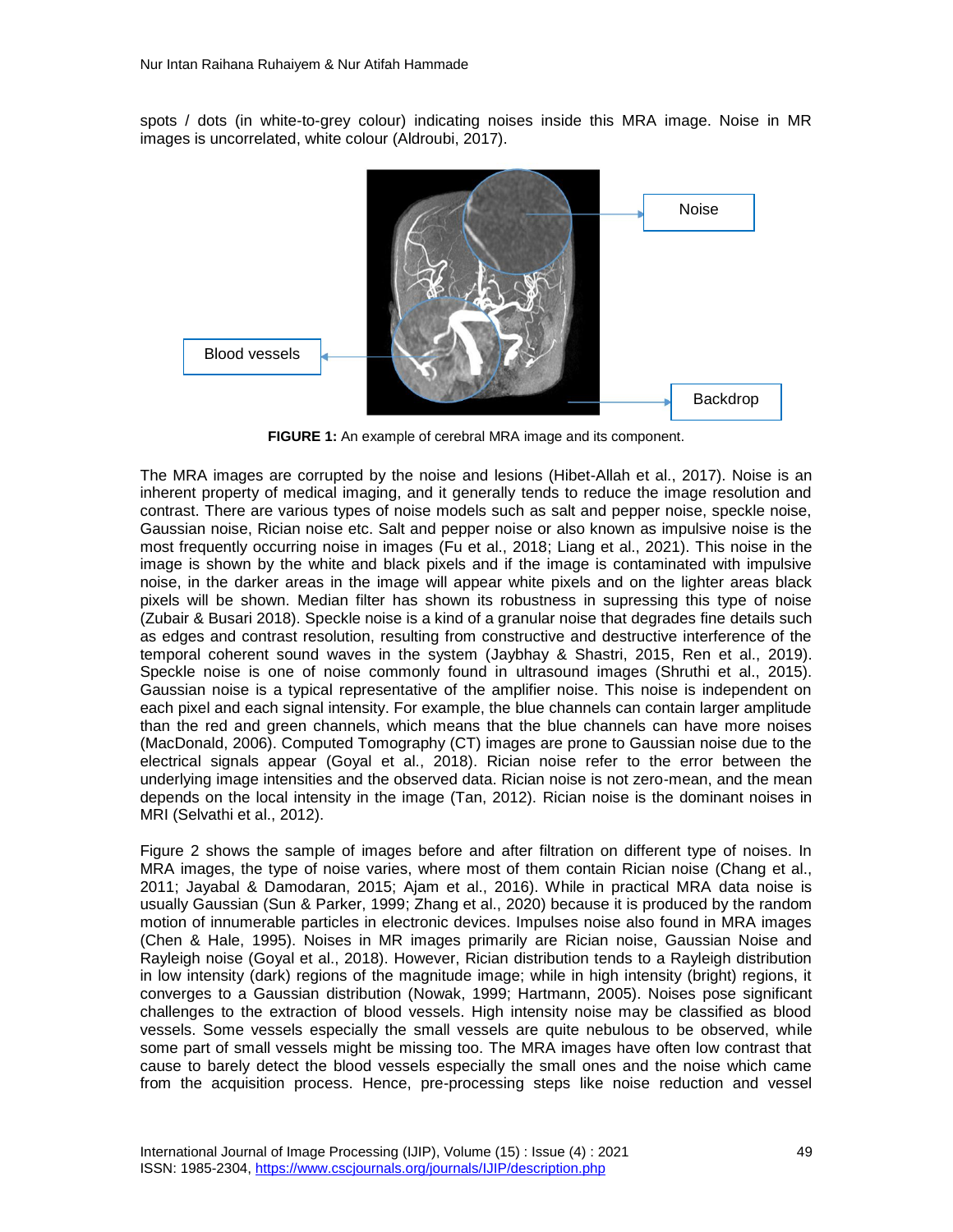spots / dots (in white-to-grey colour) indicating noises inside this MRA image. Noise in MR images is uncorrelated, white colour (Aldroubi, 2017).

**FIGURE 1:** An example of cerebral MRA image and its component.

The MRA images are corrupted by the noise and lesions (Hibet-Allah et al., 2017). Noise is an inherent property of medical imaging, and it generally tends to reduce the image resolution and contrast. There are various types of noise models such as salt and pepper noise, speckle noise, Gaussian noise, Rician noise etc. Salt and pepper noise or also known as impulsive noise is the most frequently occurring noise in images (Fu et al., 2018; Liang et al., 2021). This noise in the image is shown by the white and black pixels and if the image is contaminated with impulsive noise, in the darker areas in the image will appear white pixels and on the lighter areas black pixels will be shown. Median filter has shown its robustness in supressing this type of noise (Zubair & Busari 2018). Speckle noise is a kind of a granular noise that degrades fine details such as edges and contrast resolution, resulting from constructive and destructive interference of the temporal coherent sound waves in the system (Jaybhay & Shastri, 2015, Ren et al., 2019). Speckle noise is one of noise commonly found in ultrasound images (Shruthi et al., 2015). Gaussian noise is a typical representative of the amplifier noise. This noise is independent on each pixel and each signal intensity. For example, the blue channels can contain larger amplitude than the red and green channels, which means that the blue channels can have more noises (MacDonald, 2006). Computed Tomography (CT) images are prone to Gaussian noise due to the electrical signals appear (Goyal et al., 2018). Rician noise refer to the error between the underlying image intensities and the observed data. Rician noise is not zero-mean, and the mean depends on the local intensity in the image (Tan, 2012). Rician noise is the dominant noises in MRI (Selvathi et al., 2012).

Figure 2 shows the sample of images before and after filtration on different type of noises. In MRA images, the type of noise varies, where most of them contain Rician noise (Chang et al., 2011; Jayabal & Damodaran, 2015; Ajam et al., 2016). While in practical MRA data noise is usually Gaussian (Sun & Parker, 1999; Zhang et al., 2020) because it is produced by the random motion of innumerable particles in electronic devices. Impulses noise also found in MRA images (Chen & Hale, 1995). Noises in MR images primarily are Rician noise, Gaussian Noise and Rayleigh noise (Goyal et al., 2018). However, Rician distribution tends to a Rayleigh distribution in low intensity (dark) regions of the magnitude image; while in high intensity (bright) regions, it converges to a Gaussian distribution (Nowak, 1999; Hartmann, 2005). Noises pose significant challenges to the extraction of blood vessels. High intensity noise may be classified as blood vessels. Some vessels especially the small vessels are quite nebulous to be observed, while some part of small vessels might be missing too. The MRA images have often low contrast that cause to barely detect the blood vessels especially the small ones and the noise which came from the acquisition process. Hence, pre-processing steps like noise reduction and vessel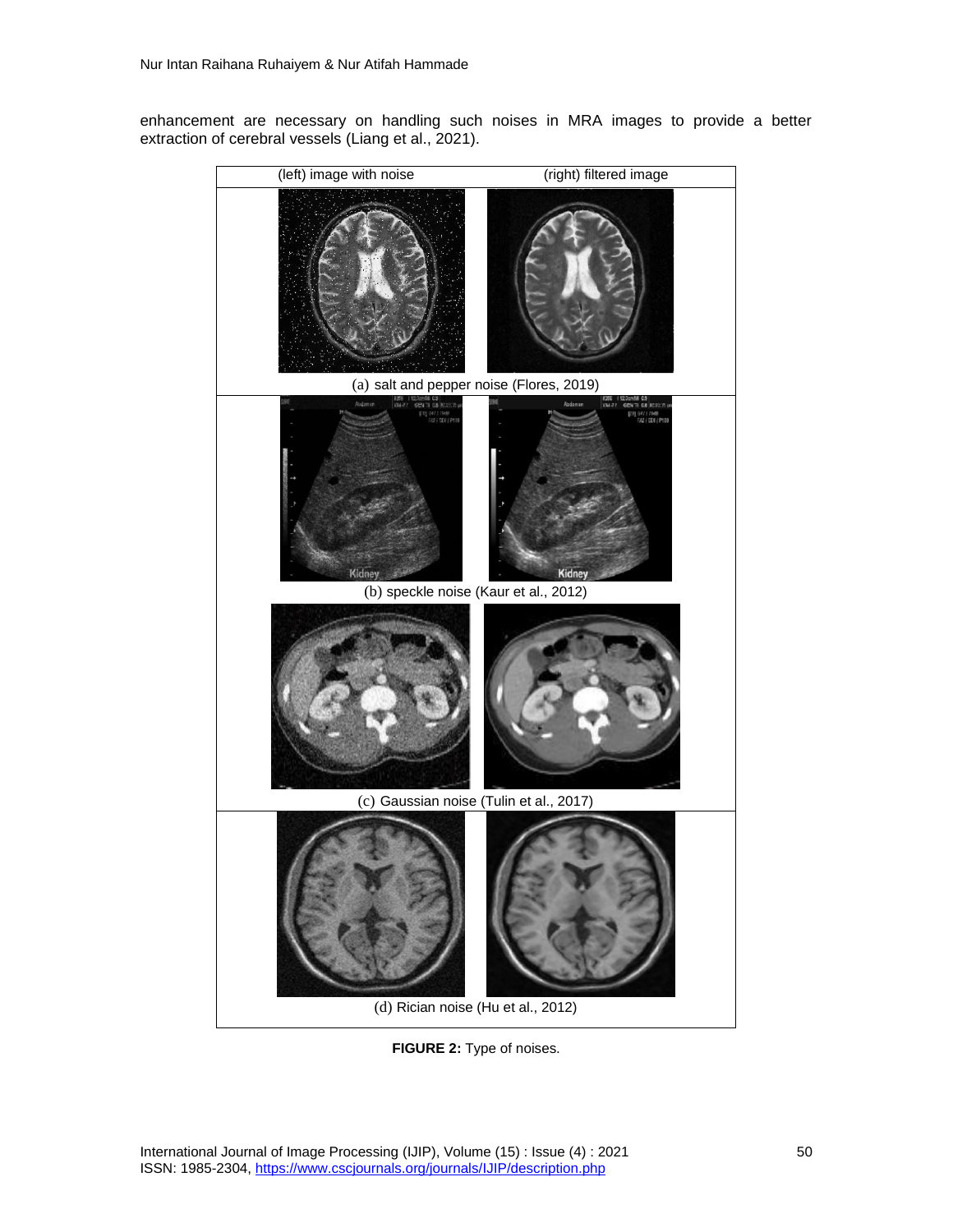enhancement are necessary on handling such noises in MRA images to provide a better extraction of cerebral vessels (Liang et al., 2021).

(left) image with noise (right) filtered image

(a) salt and pepper noise (Flores, 2019)

(b) speckle noise (Kaur et al., 2012)

(c) Gaussian noise (Tulin et al., 2017)

(d) Rician noise (Hu et al., 2012)

**FIGURE 2:** Type of noises.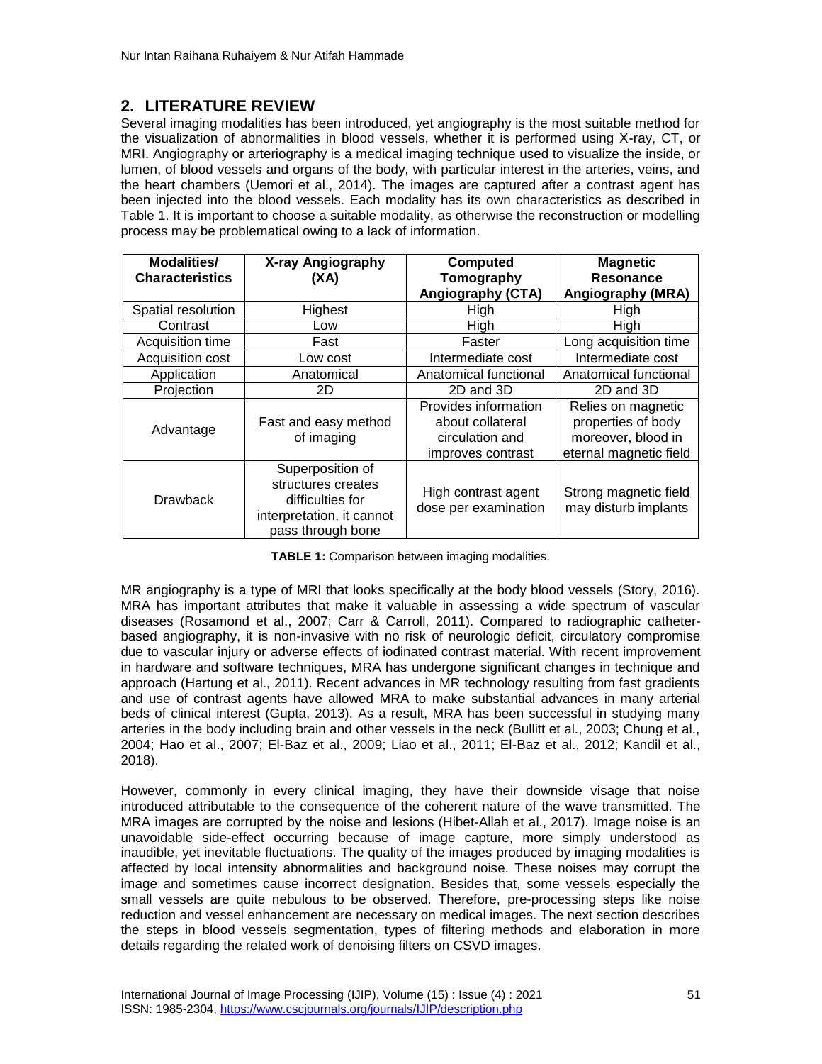## 2. LITERATURE REVIEW

Several imaging modalities has been introduced, yet angiography is the most suitable method for the visualization of abnormalities in blood vessels, whether it is performed using X-ray, CT, or MRI. Angiography or arteriography is a medical imaging technique used to visualize the inside, or lumen, of blood vessels and organs of the body, with particular interest in the arteries, veins, and the heart chambers (Uemori et al., 2014). The images are captured after a contrast agent has been injected into the blood vessels. Each modality has its own characteristics as described in Table 1. It is important to choose a suitable modality, as otherwise the reconstruction or modelling process may be problematical owing to a lack of information.

| Modalities/ Characteristics | X-ray Angiography (XA) | Computed Tomography Angiography (CTA) | Magnetic Resonance Angiography (MRA) |
|---|---|---|---|
| Spatial resolution | Highest | High | High |
| Contrast | Low | High | High |
| Acquisition time | Fast | Faster | Long acquisition time |
| Acquisition cost | Low cost | Intermediate cost | Intermediate cost |
| Application | Anatomical | Anatomical functional | Anatomical functional |
| Projection | 2D | 2D and 3D | 2D and 3D |
| Advantage | Fast and easy method of imaging | Provides information about collateral circulation and improves contrast | Relies on magnetic properties of body moreover, blood in eternal magnetic field |
| Drawback | Superposition of structures creates difficulties for interpretation, it cannot pass through bone | High contrast agent dose per examination | Strong magnetic field may disturb implants |

**TABLE 1:** Comparison between imaging modalities.

MR angiography is a type of MRI that looks specifically at the body blood vessels (Story, 2016). MRA has important attributes that make it valuable in assessing a wide spectrum of vascular diseases (Rosamond et al., 2007; Carr & Carroll, 2011). Compared to radiographic catheter-based angiography, it is non-invasive with no risk of neurologic deficit, circulatory compromise due to vascular injury or adverse effects of iodinated contrast material. With recent improvement in hardware and software techniques, MRA has undergone significant changes in technique and approach (Hartung et al., 2011). Recent advances in MR technology resulting from fast gradients and use of contrast agents have allowed MRA to make substantial advances in many arterial beds of clinical interest (Gupta, 2013). As a result, MRA has been successful in studying many arteries in the body including brain and other vessels in the neck (Bullitt et al., 2003; Chung et al., 2004; Hao et al., 2007; El-Baz et al., 2009; Liao et al., 2011; El-Baz et al., 2012; Kandil et al., 2018).

However, commonly in every clinical imaging, they have their downside visage that noise introduced attributable to the consequence of the coherent nature of the wave transmitted. The MRA images are corrupted by the noise and lesions (Hibet-Allah et al., 2017). Image noise is an unavoidable side-effect occurring because of image capture, more simply understood as inaudible, yet inevitable fluctuations. The quality of the images produced by imaging modalities is affected by local intensity abnormalities and background noise. These noises may corrupt the image and sometimes cause incorrect designation. Besides that, some vessels especially the small vessels are quite nebulous to be observed. Therefore, pre-processing steps like noise reduction and vessel enhancement are necessary on medical images. The next section describes the steps in blood vessels segmentation, types of filtering methods and elaboration in more details regarding the related work of denoising filters on CSVD images.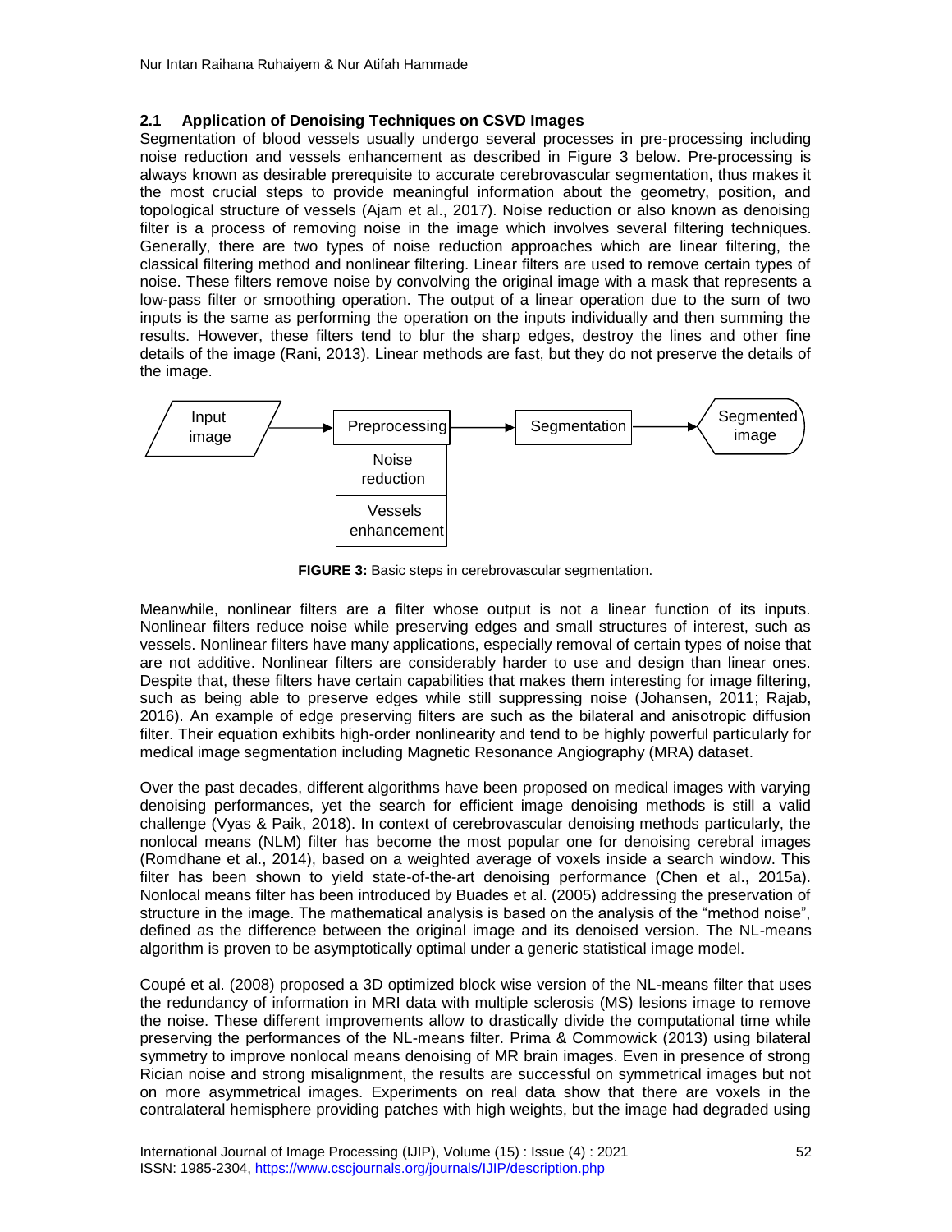### 2.1 Application of Denoising Techniques on CSVD Images

Segmentation of blood vessels usually undergo several processes in pre-processing including noise reduction and vessels enhancement as described in Figure 3 below. Pre-processing is always known as desirable prerequisite to accurate cerebrovascular segmentation, thus makes it the most crucial steps to provide meaningful information about the geometry, position, and topological structure of vessels (Ajam et al., 2017). Noise reduction or also known as denoising filter is a process of removing noise in the image which involves several filtering techniques. Generally, there are two types of noise reduction approaches which are linear filtering, the classical filtering method and nonlinear filtering. Linear filters are used to remove certain types of noise. These filters remove noise by convolving the original image with a mask that represents a low-pass filter or smoothing operation. The output of a linear operation due to the sum of two inputs is the same as performing the operation on the inputs individually and then summing the results. However, these filters tend to blur the sharp edges, destroy the lines and other fine details of the image (Rani, 2013). Linear methods are fast, but they do not preserve the details of the image.

Input image → Preprocessing (Noise reduction, Vessels enhancement) → Segmentation → Segmented image

**FIGURE 3:** Basic steps in cerebrovascular segmentation.

Meanwhile, nonlinear filters are a filter whose output is not a linear function of its inputs. Nonlinear filters reduce noise while preserving edges and small structures of interest, such as vessels. Nonlinear filters have many applications, especially removal of certain types of noise that are not additive. Nonlinear filters are considerably harder to use and design than linear ones. Despite that, these filters have certain capabilities that makes them interesting for image filtering, such as being able to preserve edges while still suppressing noise (Johansen, 2011; Rajab, 2016). An example of edge preserving filters are such as the bilateral and anisotropic diffusion filter. Their equation exhibits high-order nonlinearity and tend to be highly powerful particularly for medical image segmentation including Magnetic Resonance Angiography (MRA) dataset.

Over the past decades, different algorithms have been proposed on medical images with varying denoising performances, yet the search for efficient image denoising methods is still a valid challenge (Vyas & Paik, 2018). In context of cerebrovascular denoising methods particularly, the nonlocal means (NLM) filter has become the most popular one for denoising cerebral images (Romdhane et al., 2014), based on a weighted average of voxels inside a search window. This filter has been shown to yield state-of-the-art denoising performance (Chen et al., 2015a). Nonlocal means filter has been introduced by Buades et al. (2005) addressing the preservation of structure in the image. The mathematical analysis is based on the analysis of the "method noise", defined as the difference between the original image and its denoised version. The NL-means algorithm is proven to be asymptotically optimal under a generic statistical image model.

Coupé et al. (2008) proposed a 3D optimized block wise version of the NL-means filter that uses the redundancy of information in MRI data with multiple sclerosis (MS) lesions image to remove the noise. These different improvements allow to drastically divide the computational time while preserving the performances of the NL-means filter. Prima & Commowick (2013) using bilateral symmetry to improve nonlocal means denoising of MR brain images. Even in presence of strong Rician noise and strong misalignment, the results are successful on symmetrical images but not on more asymmetrical images. Experiments on real data show that there are voxels in the contralateral hemisphere providing patches with high weights, but the image had degraded using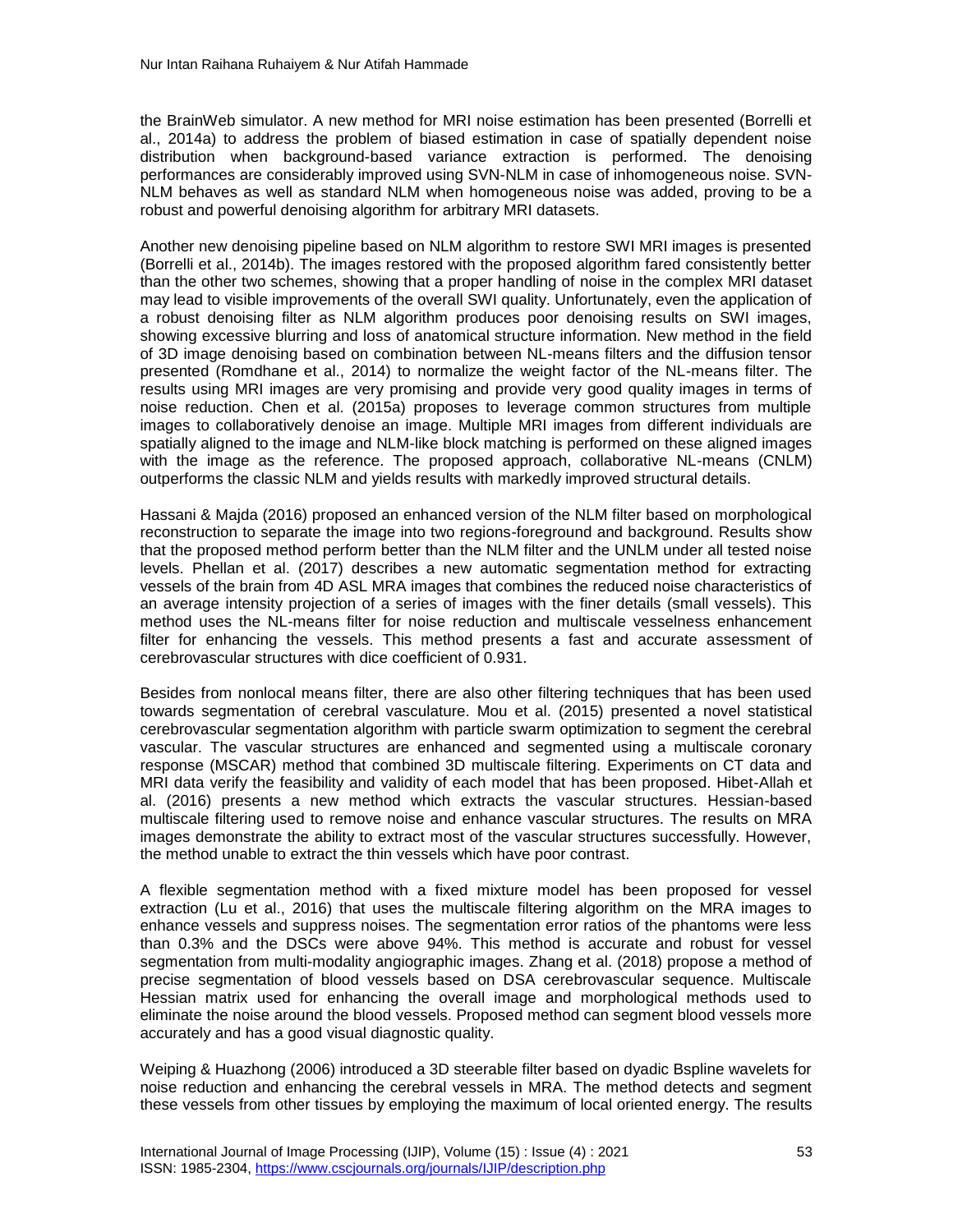the BrainWeb simulator. A new method for MRI noise estimation has been presented (Borrelli et al., 2014a) to address the problem of biased estimation in case of spatially dependent noise distribution when background-based variance extraction is performed. The denoising performances are considerably improved using SVN-NLM in case of inhomogeneous noise. SVN-NLM behaves as well as standard NLM when homogeneous noise was added, proving to be a robust and powerful denoising algorithm for arbitrary MRI datasets.

Another new denoising pipeline based on NLM algorithm to restore SWI MRI images is presented (Borrelli et al., 2014b). The images restored with the proposed algorithm fared consistently better than the other two schemes, showing that a proper handling of noise in the complex MRI dataset may lead to visible improvements of the overall SWI quality. Unfortunately, even the application of a robust denoising filter as NLM algorithm produces poor denoising results on SWI images, showing excessive blurring and loss of anatomical structure information. New method in the field of 3D image denoising based on combination between NL-means filters and the diffusion tensor presented (Romdhane et al., 2014) to normalize the weight factor of the NL-means filter. The results using MRI images are very promising and provide very good quality images in terms of noise reduction. Chen et al. (2015a) proposes to leverage common structures from multiple images to collaboratively denoise an image. Multiple MRI images from different individuals are spatially aligned to the image and NLM-like block matching is performed on these aligned images with the image as the reference. The proposed approach, collaborative NL-means (CNLM) outperforms the classic NLM and yields results with markedly improved structural details.

Hassani & Majda (2016) proposed an enhanced version of the NLM filter based on morphological reconstruction to separate the image into two regions-foreground and background. Results show that the proposed method perform better than the NLM filter and the UNLM under all tested noise levels. Phellan et al. (2017) describes a new automatic segmentation method for extracting vessels of the brain from 4D ASL MRA images that combines the reduced noise characteristics of an average intensity projection of a series of images with the finer details (small vessels). This method uses the NL-means filter for noise reduction and multiscale vesselness enhancement filter for enhancing the vessels. This method presents a fast and accurate assessment of cerebrovascular structures with dice coefficient of 0.931.

Besides from nonlocal means filter, there are also other filtering techniques that has been used towards segmentation of cerebral vasculature. Mou et al. (2015) presented a novel statistical cerebrovascular segmentation algorithm with particle swarm optimization to segment the cerebral vascular. The vascular structures are enhanced and segmented using a multiscale coronary response (MSCAR) method that combined 3D multiscale filtering. Experiments on CT data and MRI data verify the feasibility and validity of each model that has been proposed. Hibet-Allah et al. (2016) presents a new method which extracts the vascular structures. Hessian-based multiscale filtering used to remove noise and enhance vascular structures. The results on MRA images demonstrate the ability to extract most of the vascular structures successfully. However, the method unable to extract the thin vessels which have poor contrast.

A flexible segmentation method with a fixed mixture model has been proposed for vessel extraction (Lu et al., 2016) that uses the multiscale filtering algorithm on the MRA images to enhance vessels and suppress noises. The segmentation error ratios of the phantoms were less than 0.3% and the DSCs were above 94%. This method is accurate and robust for vessel segmentation from multi-modality angiographic images. Zhang et al. (2018) propose a method of precise segmentation of blood vessels based on DSA cerebrovascular sequence. Multiscale Hessian matrix used for enhancing the overall image and morphological methods used to eliminate the noise around the blood vessels. Proposed method can segment blood vessels more accurately and has a good visual diagnostic quality.

Weiping & Huazhong (2006) introduced a 3D steerable filter based on dyadic Bspline wavelets for noise reduction and enhancing the cerebral vessels in MRA. The method detects and segment these vessels from other tissues by employing the maximum of local oriented energy. The results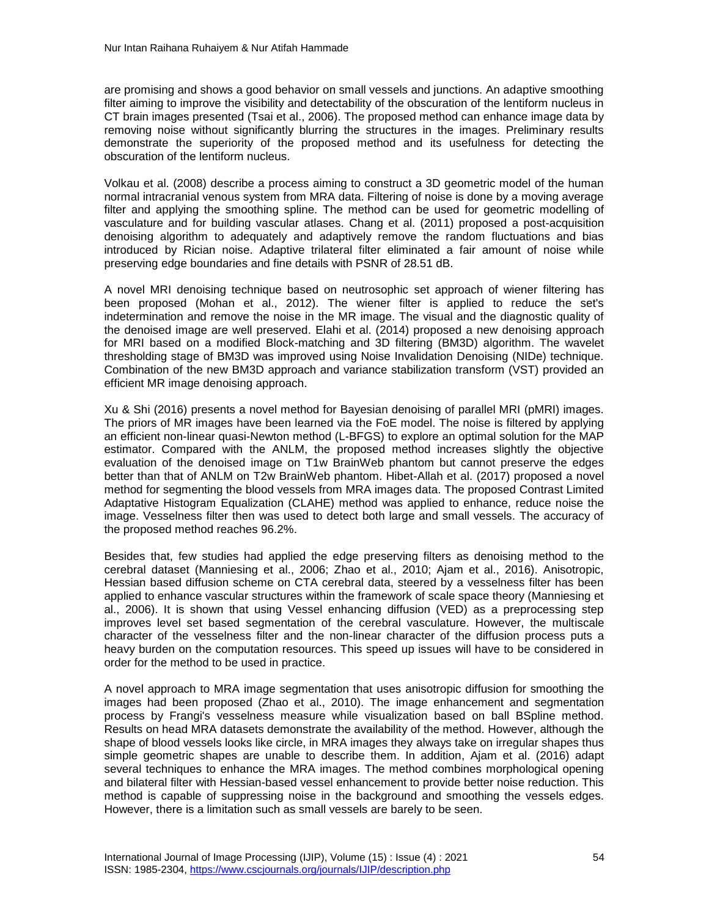are promising and shows a good behavior on small vessels and junctions. An adaptive smoothing filter aiming to improve the visibility and detectability of the obscuration of the lentiform nucleus in CT brain images presented (Tsai et al., 2006). The proposed method can enhance image data by removing noise without significantly blurring the structures in the images. Preliminary results demonstrate the superiority of the proposed method and its usefulness for detecting the obscuration of the lentiform nucleus.

Volkau et al. (2008) describe a process aiming to construct a 3D geometric model of the human normal intracranial venous system from MRA data. Filtering of noise is done by a moving average filter and applying the smoothing spline. The method can be used for geometric modelling of vasculature and for building vascular atlases. Chang et al. (2011) proposed a post-acquisition denoising algorithm to adequately and adaptively remove the random fluctuations and bias introduced by Rician noise. Adaptive trilateral filter eliminated a fair amount of noise while preserving edge boundaries and fine details with PSNR of 28.51 dB.

A novel MRI denoising technique based on neutrosophic set approach of wiener filtering has been proposed (Mohan et al., 2012). The wiener filter is applied to reduce the set's indetermination and remove the noise in the MR image. The visual and the diagnostic quality of the denoised image are well preserved. Elahi et al. (2014) proposed a new denoising approach for MRI based on a modified Block-matching and 3D filtering (BM3D) algorithm. The wavelet thresholding stage of BM3D was improved using Noise Invalidation Denoising (NIDe) technique. Combination of the new BM3D approach and variance stabilization transform (VST) provided an efficient MR image denoising approach.

Xu & Shi (2016) presents a novel method for Bayesian denoising of parallel MRI (pMRI) images. The priors of MR images have been learned via the FoE model. The noise is filtered by applying an efficient non-linear quasi-Newton method (L-BFGS) to explore an optimal solution for the MAP estimator. Compared with the ANLM, the proposed method increases slightly the objective evaluation of the denoised image on T1w BrainWeb phantom but cannot preserve the edges better than that of ANLM on T2w BrainWeb phantom. Hibet-Allah et al. (2017) proposed a novel method for segmenting the blood vessels from MRA images data. The proposed Contrast Limited Adaptative Histogram Equalization (CLAHE) method was applied to enhance, reduce noise the image. Vesselness filter then was used to detect both large and small vessels. The accuracy of the proposed method reaches 96.2%.

Besides that, few studies had applied the edge preserving filters as denoising method to the cerebral dataset (Manniesing et al., 2006; Zhao et al., 2010; Ajam et al., 2016). Anisotropic, Hessian based diffusion scheme on CTA cerebral data, steered by a vesselness filter has been applied to enhance vascular structures within the framework of scale space theory (Manniesing et al., 2006). It is shown that using Vessel enhancing diffusion (VED) as a preprocessing step improves level set based segmentation of the cerebral vasculature. However, the multiscale character of the vesselness filter and the non-linear character of the diffusion process puts a heavy burden on the computation resources. This speed up issues will have to be considered in order for the method to be used in practice.

A novel approach to MRA image segmentation that uses anisotropic diffusion for smoothing the images had been proposed (Zhao et al., 2010). The image enhancement and segmentation process by Frangi's vesselness measure while visualization based on ball BSpline method. Results on head MRA datasets demonstrate the availability of the method. However, although the shape of blood vessels looks like circle, in MRA images they always take on irregular shapes thus simple geometric shapes are unable to describe them. In addition, Ajam et al. (2016) adapt several techniques to enhance the MRA images. The method combines morphological opening and bilateral filter with Hessian-based vessel enhancement to provide better noise reduction. This method is capable of suppressing noise in the background and smoothing the vessels edges. However, there is a limitation such as small vessels are barely to be seen.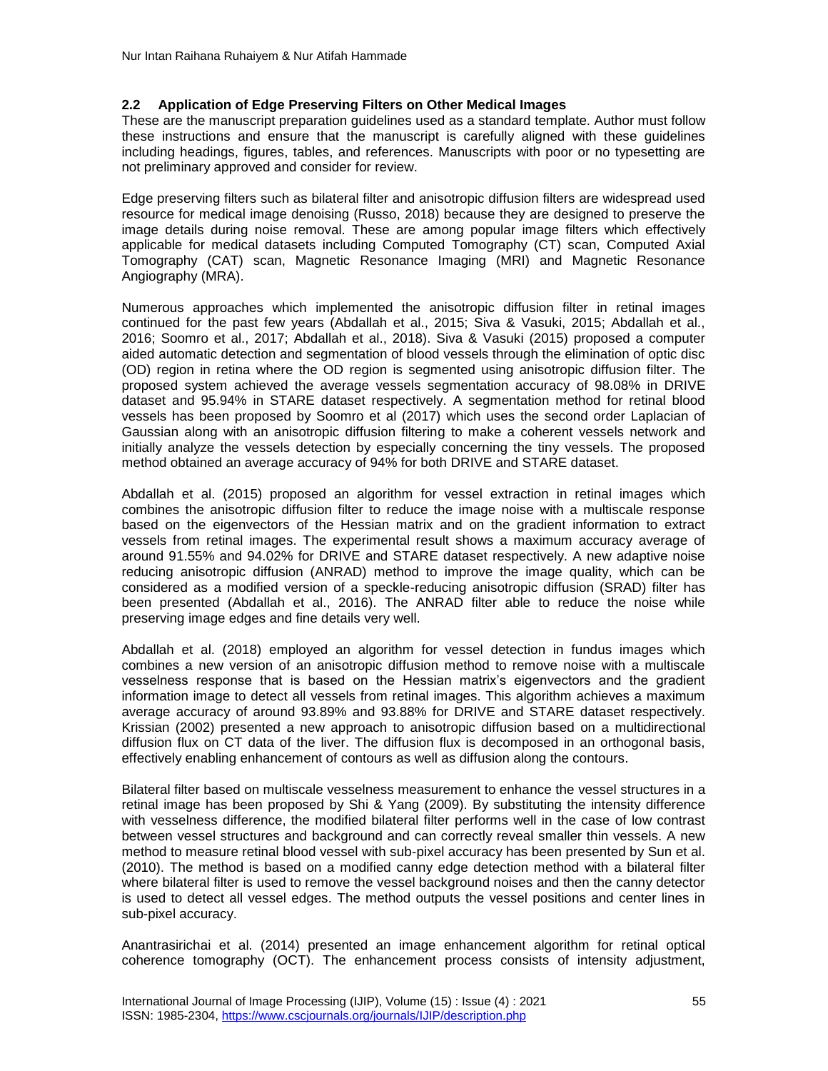### 2.2 Application of Edge Preserving Filters on Other Medical Images

These are the manuscript preparation guidelines used as a standard template. Author must follow these instructions and ensure that the manuscript is carefully aligned with these guidelines including headings, figures, tables, and references. Manuscripts with poor or no typesetting are not preliminary approved and consider for review.

Edge preserving filters such as bilateral filter and anisotropic diffusion filters are widespread used resource for medical image denoising (Russo, 2018) because they are designed to preserve the image details during noise removal. These are among popular image filters which effectively applicable for medical datasets including Computed Tomography (CT) scan, Computed Axial Tomography (CAT) scan, Magnetic Resonance Imaging (MRI) and Magnetic Resonance Angiography (MRA).

Numerous approaches which implemented the anisotropic diffusion filter in retinal images continued for the past few years (Abdallah et al., 2015; Siva & Vasuki, 2015; Abdallah et al., 2016; Soomro et al., 2017; Abdallah et al., 2018). Siva & Vasuki (2015) proposed a computer aided automatic detection and segmentation of blood vessels through the elimination of optic disc (OD) region in retina where the OD region is segmented using anisotropic diffusion filter. The proposed system achieved the average vessels segmentation accuracy of 98.08% in DRIVE dataset and 95.94% in STARE dataset respectively. A segmentation method for retinal blood vessels has been proposed by Soomro et al (2017) which uses the second order Laplacian of Gaussian along with an anisotropic diffusion filtering to make a coherent vessels network and initially analyze the vessels detection by especially concerning the tiny vessels. The proposed method obtained an average accuracy of 94% for both DRIVE and STARE dataset.

Abdallah et al. (2015) proposed an algorithm for vessel extraction in retinal images which combines the anisotropic diffusion filter to reduce the image noise with a multiscale response based on the eigenvectors of the Hessian matrix and on the gradient information to extract vessels from retinal images. The experimental result shows a maximum accuracy average of around 91.55% and 94.02% for DRIVE and STARE dataset respectively. A new adaptive noise reducing anisotropic diffusion (ANRAD) method to improve the image quality, which can be considered as a modified version of a speckle-reducing anisotropic diffusion (SRAD) filter has been presented (Abdallah et al., 2016). The ANRAD filter able to reduce the noise while preserving image edges and fine details very well.

Abdallah et al. (2018) employed an algorithm for vessel detection in fundus images which combines a new version of an anisotropic diffusion method to remove noise with a multiscale vesselness response that is based on the Hessian matrix's eigenvectors and the gradient information image to detect all vessels from retinal images. This algorithm achieves a maximum average accuracy of around 93.89% and 93.88% for DRIVE and STARE dataset respectively. Krissian (2002) presented a new approach to anisotropic diffusion based on a multidirectional diffusion flux on CT data of the liver. The diffusion flux is decomposed in an orthogonal basis, effectively enabling enhancement of contours as well as diffusion along the contours.

Bilateral filter based on multiscale vesselness measurement to enhance the vessel structures in a retinal image has been proposed by Shi & Yang (2009). By substituting the intensity difference with vesselness difference, the modified bilateral filter performs well in the case of low contrast between vessel structures and background and can correctly reveal smaller thin vessels. A new method to measure retinal blood vessel with sub-pixel accuracy has been presented by Sun et al. (2010). The method is based on a modified canny edge detection method with a bilateral filter where bilateral filter is used to remove the vessel background noises and then the canny detector is used to detect all vessel edges. The method outputs the vessel positions and center lines in sub-pixel accuracy.

Anantrasirichai et al. (2014) presented an image enhancement algorithm for retinal optical coherence tomography (OCT). The enhancement process consists of intensity adjustment,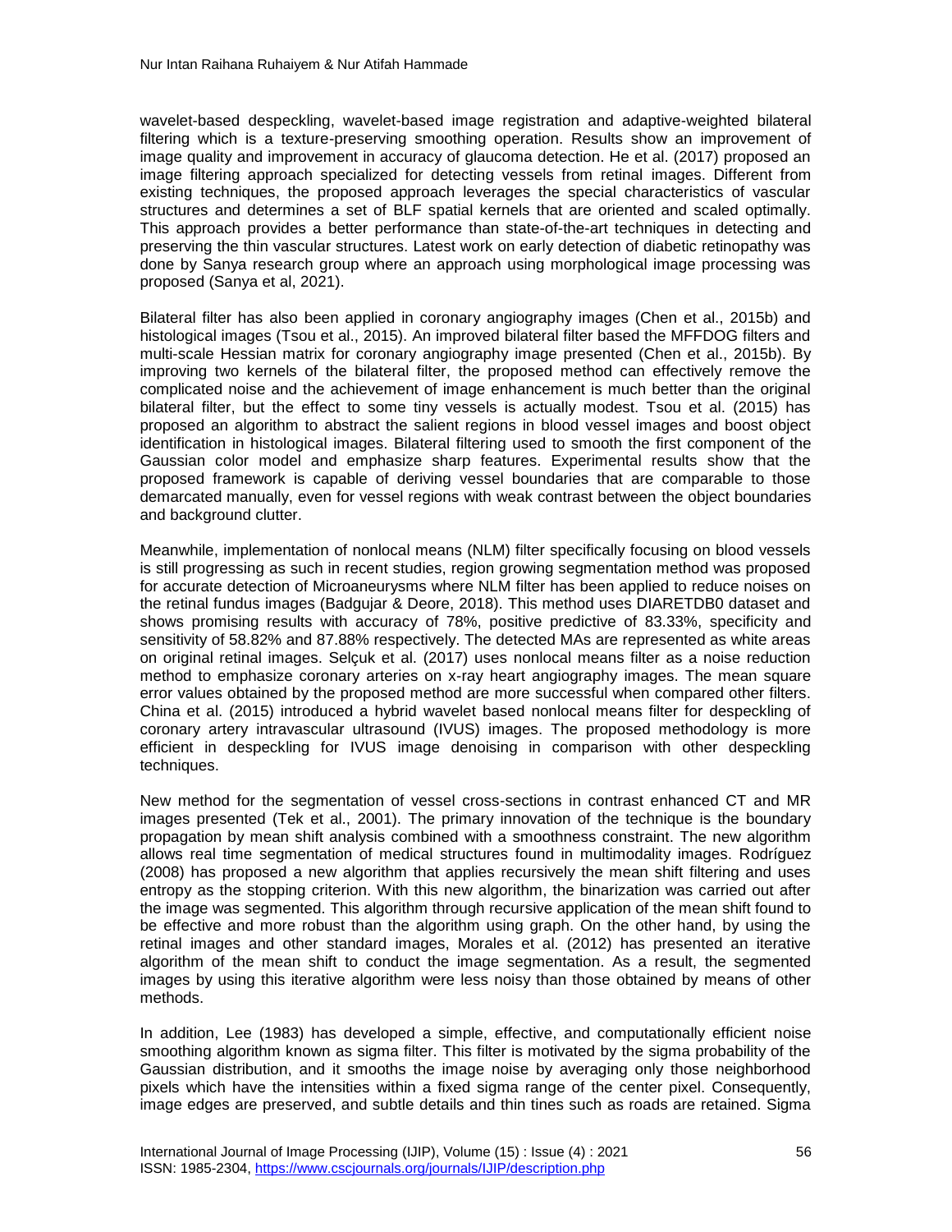wavelet-based despeckling, wavelet-based image registration and adaptive-weighted bilateral filtering which is a texture-preserving smoothing operation. Results show an improvement of image quality and improvement in accuracy of glaucoma detection. He et al. (2017) proposed an image filtering approach specialized for detecting vessels from retinal images. Different from existing techniques, the proposed approach leverages the special characteristics of vascular structures and determines a set of BLF spatial kernels that are oriented and scaled optimally. This approach provides a better performance than state-of-the-art techniques in detecting and preserving the thin vascular structures. Latest work on early detection of diabetic retinopathy was done by Sanya research group where an approach using morphological image processing was proposed (Sanya et al, 2021).

Bilateral filter has also been applied in coronary angiography images (Chen et al., 2015b) and histological images (Tsou et al., 2015). An improved bilateral filter based the MFFDOG filters and multi-scale Hessian matrix for coronary angiography image presented (Chen et al., 2015b). By improving two kernels of the bilateral filter, the proposed method can effectively remove the complicated noise and the achievement of image enhancement is much better than the original bilateral filter, but the effect to some tiny vessels is actually modest. Tsou et al. (2015) has proposed an algorithm to abstract the salient regions in blood vessel images and boost object identification in histological images. Bilateral filtering used to smooth the first component of the Gaussian color model and emphasize sharp features. Experimental results show that the proposed framework is capable of deriving vessel boundaries that are comparable to those demarcated manually, even for vessel regions with weak contrast between the object boundaries and background clutter.

Meanwhile, implementation of nonlocal means (NLM) filter specifically focusing on blood vessels is still progressing as such in recent studies, region growing segmentation method was proposed for accurate detection of Microaneurysms where NLM filter has been applied to reduce noises on the retinal fundus images (Badgujar & Deore, 2018). This method uses DIARETDB0 dataset and shows promising results with accuracy of 78%, positive predictive of 83.33%, specificity and sensitivity of 58.82% and 87.88% respectively. The detected MAs are represented as white areas on original retinal images. Selçuk et al. (2017) uses nonlocal means filter as a noise reduction method to emphasize coronary arteries on x-ray heart angiography images. The mean square error values obtained by the proposed method are more successful when compared other filters. China et al. (2015) introduced a hybrid wavelet based nonlocal means filter for despeckling of coronary artery intravascular ultrasound (IVUS) images. The proposed methodology is more efficient in despeckling for IVUS image denoising in comparison with other despeckling techniques.

New method for the segmentation of vessel cross-sections in contrast enhanced CT and MR images presented (Tek et al., 2001). The primary innovation of the technique is the boundary propagation by mean shift analysis combined with a smoothness constraint. The new algorithm allows real time segmentation of medical structures found in multimodality images. Rodríguez (2008) has proposed a new algorithm that applies recursively the mean shift filtering and uses entropy as the stopping criterion. With this new algorithm, the binarization was carried out after the image was segmented. This algorithm through recursive application of the mean shift found to be effective and more robust than the algorithm using graph. On the other hand, by using the retinal images and other standard images, Morales et al. (2012) has presented an iterative algorithm of the mean shift to conduct the image segmentation. As a result, the segmented images by using this iterative algorithm were less noisy than those obtained by means of other methods.

In addition, Lee (1983) has developed a simple, effective, and computationally efficient noise smoothing algorithm known as sigma filter. This filter is motivated by the sigma probability of the Gaussian distribution, and it smooths the image noise by averaging only those neighborhood pixels which have the intensities within a fixed sigma range of the center pixel. Consequently, image edges are preserved, and subtle details and thin tines such as roads are retained. Sigma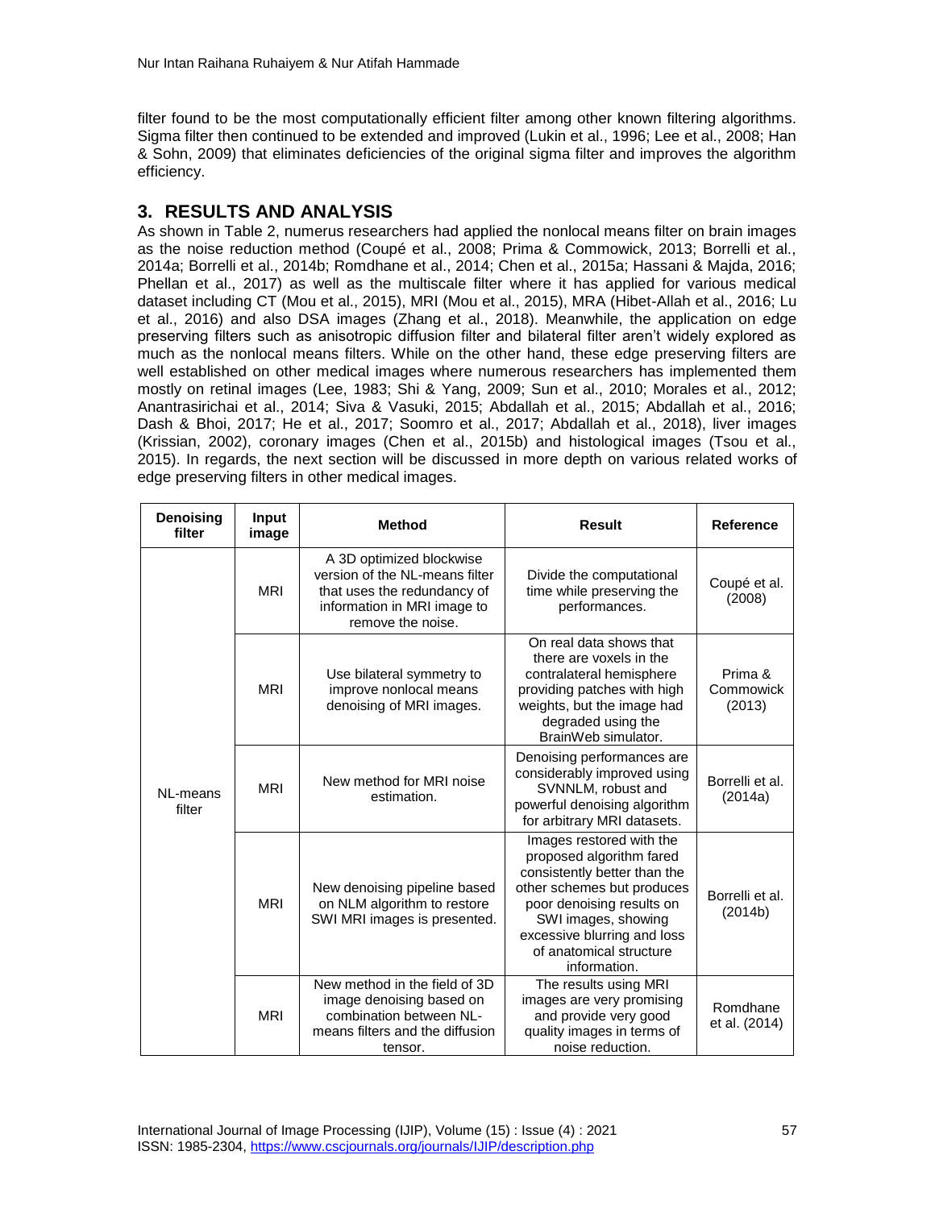filter found to be the most computationally efficient filter among other known filtering algorithms. Sigma filter then continued to be extended and improved (Lukin et al., 1996; Lee et al., 2008; Han & Sohn, 2009) that eliminates deficiencies of the original sigma filter and improves the algorithm efficiency.

## 3. RESULTS AND ANALYSIS

As shown in Table 2, numerus researchers had applied the nonlocal means filter on brain images as the noise reduction method (Coupé et al., 2008; Prima & Commowick, 2013; Borrelli et al., 2014a; Borrelli et al., 2014b; Romdhane et al., 2014; Chen et al., 2015a; Hassani & Majda, 2016; Phellan et al., 2017) as well as the multiscale filter where it has applied for various medical dataset including CT (Mou et al., 2015), MRI (Mou et al., 2015), MRA (Hibet-Allah et al., 2016; Lu et al., 2016) and also DSA images (Zhang et al., 2018). Meanwhile, the application on edge preserving filters such as anisotropic diffusion filter and bilateral filter aren't widely explored as much as the nonlocal means filters. While on the other hand, these edge preserving filters are well established on other medical images where numerous researchers has implemented them mostly on retinal images (Lee, 1983; Shi & Yang, 2009; Sun et al., 2010; Morales et al., 2012; Anantrasirichai et al., 2014; Siva & Vasuki, 2015; Abdallah et al., 2015; Abdallah et al., 2016; Dash & Bhoi, 2017; He et al., 2017; Soomro et al., 2017; Abdallah et al., 2018), liver images (Krissian, 2002), coronary images (Chen et al., 2015b) and histological images (Tsou et al., 2015). In regards, the next section will be discussed in more depth on various related works of edge preserving filters in other medical images.

| Denoising filter | Input image | Method | Result | Reference |
|---|---|---|---|---|
| NL-means filter | MRI | A 3D optimized blockwise version of the NL-means filter that uses the redundancy of information in MRI image to remove the noise. | Divide the computational time while preserving the performances. | Coupé et al. (2008) |
| | MRI | Use bilateral symmetry to improve nonlocal means denoising of MRI images. | On real data shows that there are voxels in the contralateral hemisphere providing patches with high weights, but the image had degraded using the BrainWeb simulator. | Prima & Commowick (2013) |
| | MRI | New method for MRI noise estimation. | Denoising performances are considerably improved using SVNNLM, robust and powerful denoising algorithm for arbitrary MRI datasets. | Borrelli et al. (2014a) |
| | MRI | New denoising pipeline based on NLM algorithm to restore SWI MRI images is presented. | Images restored with the proposed algorithm fared consistently better than the other schemes but produces poor denoising results on SWI images, showing excessive blurring and loss of anatomical structure information. | Borrelli et al. (2014b) |
| | MRI | New method in the field of 3D image denoising based on combination between NL-means filters and the diffusion tensor. | The results using MRI images are very promising and provide very good quality images in terms of noise reduction. | Romdhane et al. (2014) |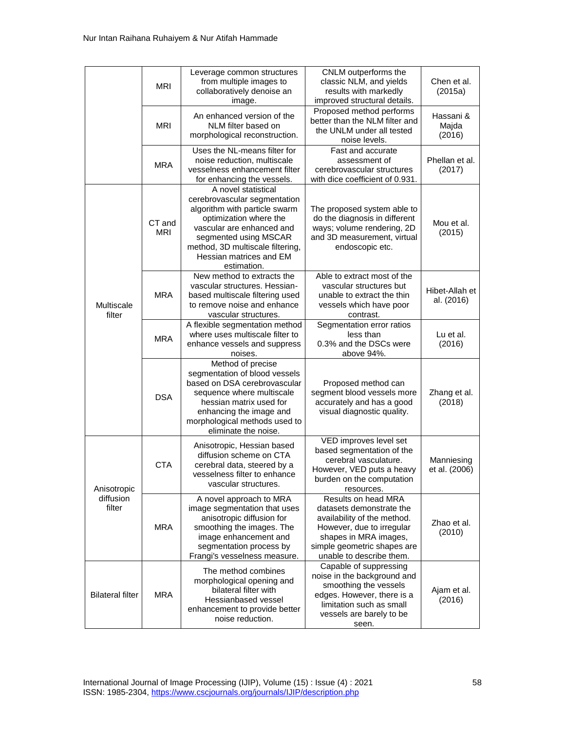| | MRI | Leverage common structures from multiple images to collaboratively denoise an image. | CNLM outperforms the classic NLM, and yields results with markedly improved structural details. | Chen et al. (2015a) |
|---|---|---|---|---|
| | MRI | An enhanced version of the NLM filter based on morphological reconstruction. | Proposed method performs better than the NLM filter and the UNLM under all tested noise levels. | Hassani & Majda (2016) |
| | MRA | Uses the NL-means filter for noise reduction, multiscale vesselness enhancement filter for enhancing the vessels. | Fast and accurate assessment of cerebrovascular structures with dice coefficient of 0.931. | Phellan et al. (2017) |
| Multiscale filter | CT and MRI | A novel statistical cerebrovascular segmentation algorithm with particle swarm optimization where the vascular are enhanced and segmented using MSCAR method, 3D multiscale filtering, Hessian matrices and EM estimation. | The proposed system able to do the diagnosis in different ways; volume rendering, 2D and 3D measurement, virtual endoscopic etc. | Mou et al. (2015) |
| | MRA | New method to extracts the vascular structures. Hessian-based multiscale filtering used to remove noise and enhance vascular structures. | Able to extract most of the vascular structures but unable to extract the thin vessels which have poor contrast. | Hibet-Allah et al. (2016) |
| | MRA | A flexible segmentation method where uses multiscale filter to enhance vessels and suppress noises. | Segmentation error ratios less than 0.3% and the DSCs were above 94%. | Lu et al. (2016) |
| | DSA | Method of precise segmentation of blood vessels based on DSA cerebrovascular sequence where multiscale hessian matrix used for enhancing the image and morphological methods used to eliminate the noise. | Proposed method can segment blood vessels more accurately and has a good visual diagnostic quality. | Zhang et al. (2018) |
| Anisotropic diffusion filter | CTA | Anisotropic, Hessian based diffusion scheme on CTA cerebral data, steered by a vesselness filter to enhance vascular structures. | VED improves level set based segmentation of the cerebral vasculature. However, VED puts a heavy burden on the computation resources. | Manniesing et al. (2006) |
| | MRA | A novel approach to MRA image segmentation that uses anisotropic diffusion for smoothing the images. The image enhancement and segmentation process by Frangi's vesselness measure. | Results on head MRA datasets demonstrate the availability of the method. However, due to irregular shapes in MRA images, simple geometric shapes are unable to describe them. | Zhao et al. (2010) |
| Bilateral filter | MRA | The method combines morphological opening and bilateral filter with Hessianbased vessel enhancement to provide better noise reduction. | Capable of suppressing noise in the background and smoothing the vessels edges. However, there is a limitation such as small vessels are barely to be seen. | Ajam et al. (2016) |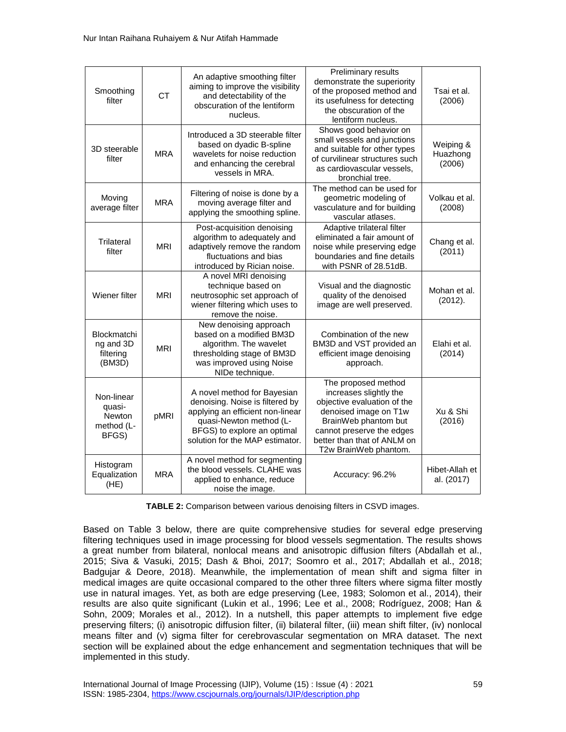| Smoothing filter | CT | An adaptive smoothing filter aiming to improve the visibility and detectability of the obscuration of the lentiform nucleus. | Preliminary results demonstrate the superiority of the proposed method and its usefulness for detecting the obscuration of the lentiform nucleus. | Tsai et al. (2006) |
|---|---|---|---|---|
| 3D steerable filter | MRA | Introduced a 3D steerable filter based on dyadic B-spline wavelets for noise reduction and enhancing the cerebral vessels in MRA. | Shows good behavior on small vessels and junctions and suitable for other types of curvilinear structures such as cardiovascular vessels, bronchial tree. | Weiping & Huazhong (2006) |
| Moving average filter | MRA | Filtering of noise is done by a moving average filter and applying the smoothing spline. | The method can be used for geometric modeling of vasculature and for building vascular atlases. | Volkau et al. (2008) |
| Trilateral filter | MRI | Post-acquisition denoising algorithm to adequately and adaptively remove the random fluctuations and bias introduced by Rician noise. | Adaptive trilateral filter eliminated a fair amount of noise while preserving edge boundaries and fine details with PSNR of 28.51dB. | Chang et al. (2011) |
| Wiener filter | MRI | A novel MRI denoising technique based on neutrosophic set approach of wiener filtering which uses to remove the noise. | Visual and the diagnostic quality of the denoised image are well preserved. | Mohan et al. (2012). |
| Blockmatching and 3D filtering (BM3D) | MRI | New denoising approach based on a modified BM3D algorithm. The wavelet thresholding stage of BM3D was improved using Noise NIDe technique. | Combination of the new BM3D and VST provided an efficient image denoising approach. | Elahi et al. (2014) |
| Non-linear quasi-Newton method (L-BFGS) | pMRI | A novel method for Bayesian denoising. Noise is filtered by applying an efficient non-linear quasi-Newton method (L-BFGS) to explore an optimal solution for the MAP estimator. | The proposed method increases slightly the objective evaluation of the denoised image on T1w BrainWeb phantom but cannot preserve the edges better than that of ANLM on T2w BrainWeb phantom. | Xu & Shi (2016) |
| Histogram Equalization (HE) | MRA | A novel method for segmenting the blood vessels. CLAHE was applied to enhance, reduce noise the image. | Accuracy: 96.2% | Hibet-Allah et al. (2017) |

**TABLE 2:** Comparison between various denoising filters in CSVD images.

Based on Table 3 below, there are quite comprehensive studies for several edge preserving filtering techniques used in image processing for blood vessels segmentation. The results shows a great number from bilateral, nonlocal means and anisotropic diffusion filters (Abdallah et al., 2015; Siva & Vasuki, 2015; Dash & Bhoi, 2017; Soomro et al., 2017; Abdallah et al., 2018; Badgujar & Deore, 2018). Meanwhile, the implementation of mean shift and sigma filter in medical images are quite occasional compared to the other three filters where sigma filter mostly use in natural images. Yet, as both are edge preserving (Lee, 1983; Solomon et al., 2014), their results are also quite significant (Lukin et al., 1996; Lee et al., 2008; Rodríguez, 2008; Han & Sohn, 2009; Morales et al., 2012). In a nutshell, this paper attempts to implement five edge preserving filters; (i) anisotropic diffusion filter, (ii) bilateral filter, (iii) mean shift filter, (iv) nonlocal means filter and (v) sigma filter for cerebrovascular segmentation on MRA dataset. The next section will be explained about the edge enhancement and segmentation techniques that will be implemented in this study.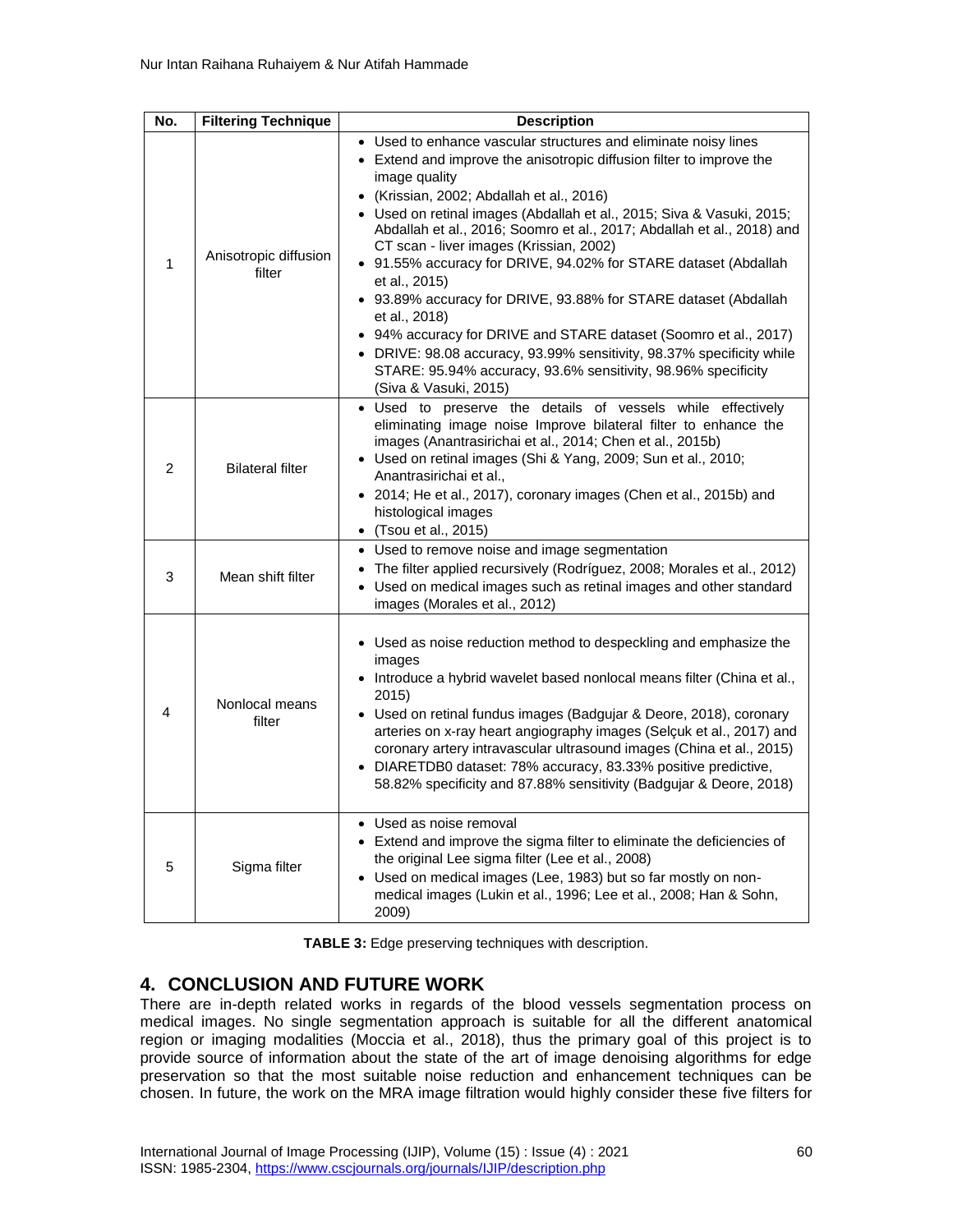| No. | Filtering Technique | Description |
|---|---|---|
| 1 | Anisotropic diffusion filter | • Used to enhance vascular structures and eliminate noisy lines<br>• Extend and improve the anisotropic diffusion filter to improve the image quality<br>• (Krissian, 2002; Abdallah et al., 2016)<br>• Used on retinal images (Abdallah et al., 2015; Siva & Vasuki, 2015; Abdallah et al., 2016; Soomro et al., 2017; Abdallah et al., 2018) and CT scan - liver images (Krissian, 2002)<br>• 91.55% accuracy for DRIVE, 94.02% for STARE dataset (Abdallah et al., 2015)<br>• 93.89% accuracy for DRIVE, 93.88% for STARE dataset (Abdallah et al., 2018)<br>• 94% accuracy for DRIVE and STARE dataset (Soomro et al., 2017)<br>• DRIVE: 98.08 accuracy, 93.99% sensitivity, 98.37% specificity while STARE: 95.94% accuracy, 93.6% sensitivity, 98.96% specificity (Siva & Vasuki, 2015) |
| 2 | Bilateral filter | • Used to preserve the details of vessels while effectively eliminating image noise Improve bilateral filter to enhance the images (Anantrasirichai et al., 2014; Chen et al., 2015b)<br>• Used on retinal images (Shi & Yang, 2009; Sun et al., 2010; Anantrasirichai et al.,<br>• 2014; He et al., 2017), coronary images (Chen et al., 2015b) and histological images<br>• (Tsou et al., 2015) |
| 3 | Mean shift filter | • Used to remove noise and image segmentation<br>• The filter applied recursively (Rodríguez, 2008; Morales et al., 2012)<br>• Used on medical images such as retinal images and other standard images (Morales et al., 2012) |
| 4 | Nonlocal means filter | • Used as noise reduction method to despeckling and emphasize the images<br>• Introduce a hybrid wavelet based nonlocal means filter (China et al., 2015)<br>• Used on retinal fundus images (Badgujar & Deore, 2018), coronary arteries on x-ray heart angiography images (Selçuk et al., 2017) and coronary artery intravascular ultrasound images (China et al., 2015)<br>• DIARETDB0 dataset: 78% accuracy, 83.33% positive predictive, 58.82% specificity and 87.88% sensitivity (Badgujar & Deore, 2018) |
| 5 | Sigma filter | • Used as noise removal<br>• Extend and improve the sigma filter to eliminate the deficiencies of the original Lee sigma filter (Lee et al., 2008)<br>• Used on medical images (Lee, 1983) but so far mostly on non-medical images (Lukin et al., 1996; Lee et al., 2008; Han & Sohn, 2009) |

**TABLE 3:** Edge preserving techniques with description.

## 4. CONCLUSION AND FUTURE WORK

There are in-depth related works in regards of the blood vessels segmentation process on medical images. No single segmentation approach is suitable for all the different anatomical region or imaging modalities (Moccia et al., 2018), thus the primary goal of this project is to provide source of information about the state of the art of image denoising algorithms for edge preservation so that the most suitable noise reduction and enhancement techniques can be chosen. In future, the work on the MRA image filtration would highly consider these five filters for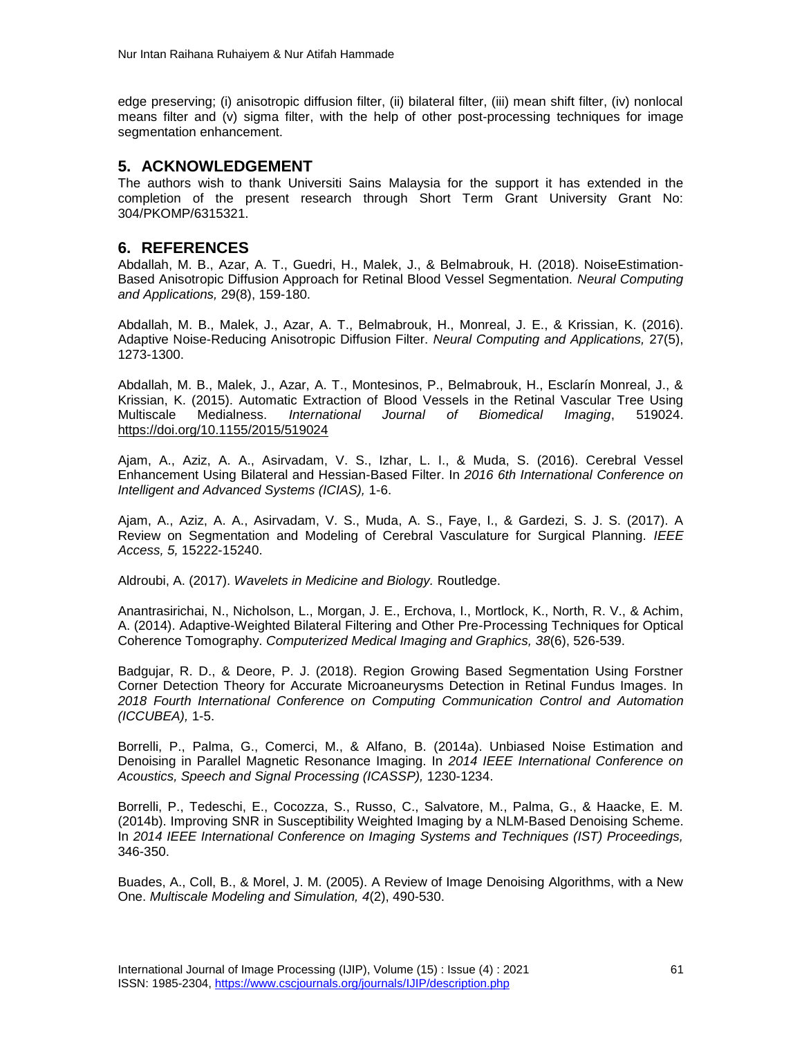edge preserving; (i) anisotropic diffusion filter, (ii) bilateral filter, (iii) mean shift filter, (iv) nonlocal means filter and (v) sigma filter, with the help of other post-processing techniques for image segmentation enhancement.

## 5. ACKNOWLEDGEMENT

The authors wish to thank Universiti Sains Malaysia for the support it has extended in the completion of the present research through Short Term Grant University Grant No: 304/PKOMP/6315321.

## 6. REFERENCES

Abdallah, M. B., Azar, A. T., Guedri, H., Malek, J., & Belmabrouk, H. (2018). NoiseEstimation-Based Anisotropic Diffusion Approach for Retinal Blood Vessel Segmentation. *Neural Computing and Applications,* 29(8), 159-180.

Abdallah, M. B., Malek, J., Azar, A. T., Belmabrouk, H., Monreal, J. E., & Krissian, K. (2016). Adaptive Noise-Reducing Anisotropic Diffusion Filter. *Neural Computing and Applications,* 27(5), 1273-1300.

Abdallah, M. B., Malek, J., Azar, A. T., Montesinos, P., Belmabrouk, H., Esclarín Monreal, J., & Krissian, K. (2015). Automatic Extraction of Blood Vessels in the Retinal Vascular Tree Using Multiscale Medialness. *International Journal of Biomedical Imaging*, 519024. https://doi.org/10.1155/2015/519024

Ajam, A., Aziz, A. A., Asirvadam, V. S., Izhar, L. I., & Muda, S. (2016). Cerebral Vessel Enhancement Using Bilateral and Hessian-Based Filter. In *2016 6th International Conference on Intelligent and Advanced Systems (ICIAS),* 1-6.

Ajam, A., Aziz, A. A., Asirvadam, V. S., Muda, A. S., Faye, I., & Gardezi, S. J. S. (2017). A Review on Segmentation and Modeling of Cerebral Vasculature for Surgical Planning. *IEEE Access, 5,* 15222-15240.

Aldroubi, A. (2017). *Wavelets in Medicine and Biology.* Routledge.

Anantrasirichai, N., Nicholson, L., Morgan, J. E., Erchova, I., Mortlock, K., North, R. V., & Achim, A. (2014). Adaptive-Weighted Bilateral Filtering and Other Pre-Processing Techniques for Optical Coherence Tomography. *Computerized Medical Imaging and Graphics, 38*(6), 526-539.

Badgujar, R. D., & Deore, P. J. (2018). Region Growing Based Segmentation Using Forstner Corner Detection Theory for Accurate Microaneurysms Detection in Retinal Fundus Images. In *2018 Fourth International Conference on Computing Communication Control and Automation (ICCUBEA),* 1-5.

Borrelli, P., Palma, G., Comerci, M., & Alfano, B. (2014a). Unbiased Noise Estimation and Denoising in Parallel Magnetic Resonance Imaging. In *2014 IEEE International Conference on Acoustics, Speech and Signal Processing (ICASSP),* 1230-1234.

Borrelli, P., Tedeschi, E., Cocozza, S., Russo, C., Salvatore, M., Palma, G., & Haacke, E. M. (2014b). Improving SNR in Susceptibility Weighted Imaging by a NLM-Based Denoising Scheme. In *2014 IEEE International Conference on Imaging Systems and Techniques (IST) Proceedings,* 346-350.

Buades, A., Coll, B., & Morel, J. M. (2005). A Review of Image Denoising Algorithms, with a New One. *Multiscale Modeling and Simulation, 4*(2), 490-530.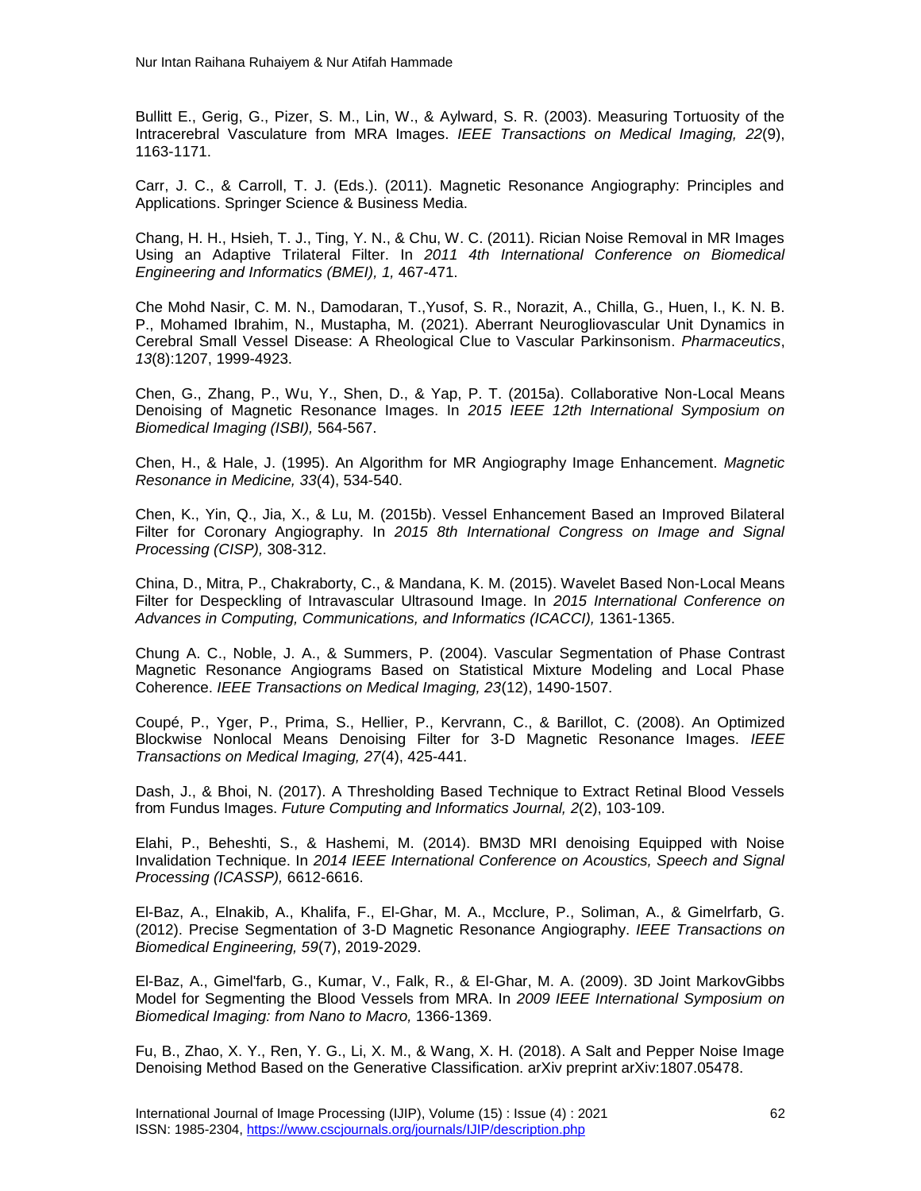Bullitt E., Gerig, G., Pizer, S. M., Lin, W., & Aylward, S. R. (2003). Measuring Tortuosity of the Intracerebral Vasculature from MRA Images. *IEEE Transactions on Medical Imaging, 22*(9), 1163-1171.

Carr, J. C., & Carroll, T. J. (Eds.). (2011). Magnetic Resonance Angiography: Principles and Applications. Springer Science & Business Media.

Chang, H. H., Hsieh, T. J., Ting, Y. N., & Chu, W. C. (2011). Rician Noise Removal in MR Images Using an Adaptive Trilateral Filter. In *2011 4th International Conference on Biomedical Engineering and Informatics (BMEI), 1,* 467-471.

Che Mohd Nasir, C. M. N., Damodaran, T.,Yusof, S. R., Norazit, A., Chilla, G., Huen, I., K. N. B. P., Mohamed Ibrahim, N., Mustapha, M. (2021). Aberrant Neurogliovascular Unit Dynamics in Cerebral Small Vessel Disease: A Rheological Clue to Vascular Parkinsonism. *Pharmaceutics*, *13*(8):1207, 1999-4923.

Chen, G., Zhang, P., Wu, Y., Shen, D., & Yap, P. T. (2015a). Collaborative Non-Local Means Denoising of Magnetic Resonance Images. In *2015 IEEE 12th International Symposium on Biomedical Imaging (ISBI),* 564-567.

Chen, H., & Hale, J. (1995). An Algorithm for MR Angiography Image Enhancement. *Magnetic Resonance in Medicine, 33*(4), 534-540.

Chen, K., Yin, Q., Jia, X., & Lu, M. (2015b). Vessel Enhancement Based an Improved Bilateral Filter for Coronary Angiography. In *2015 8th International Congress on Image and Signal Processing (CISP),* 308-312.

China, D., Mitra, P., Chakraborty, C., & Mandana, K. M. (2015). Wavelet Based Non-Local Means Filter for Despeckling of Intravascular Ultrasound Image. In *2015 International Conference on Advances in Computing, Communications, and Informatics (ICACCI),* 1361-1365.

Chung A. C., Noble, J. A., & Summers, P. (2004). Vascular Segmentation of Phase Contrast Magnetic Resonance Angiograms Based on Statistical Mixture Modeling and Local Phase Coherence. *IEEE Transactions on Medical Imaging, 23*(12), 1490-1507.

Coupé, P., Yger, P., Prima, S., Hellier, P., Kervrann, C., & Barillot, C. (2008). An Optimized Blockwise Nonlocal Means Denoising Filter for 3-D Magnetic Resonance Images. *IEEE Transactions on Medical Imaging, 27*(4), 425-441.

Dash, J., & Bhoi, N. (2017). A Thresholding Based Technique to Extract Retinal Blood Vessels from Fundus Images. *Future Computing and Informatics Journal, 2*(2), 103-109.

Elahi, P., Beheshti, S., & Hashemi, M. (2014). BM3D MRI denoising Equipped with Noise Invalidation Technique. In *2014 IEEE International Conference on Acoustics, Speech and Signal Processing (ICASSP),* 6612-6616.

El-Baz, A., Elnakib, A., Khalifa, F., El-Ghar, M. A., Mcclure, P., Soliman, A., & Gimelrfarb, G. (2012). Precise Segmentation of 3-D Magnetic Resonance Angiography. *IEEE Transactions on Biomedical Engineering, 59*(7), 2019-2029.

El-Baz, A., Gimel'farb, G., Kumar, V., Falk, R., & El-Ghar, M. A. (2009). 3D Joint MarkovGibbs Model for Segmenting the Blood Vessels from MRA. In *2009 IEEE International Symposium on Biomedical Imaging: from Nano to Macro,* 1366-1369.

Fu, B., Zhao, X. Y., Ren, Y. G., Li, X. M., & Wang, X. H. (2018). A Salt and Pepper Noise Image Denoising Method Based on the Generative Classification. arXiv preprint arXiv:1807.05478.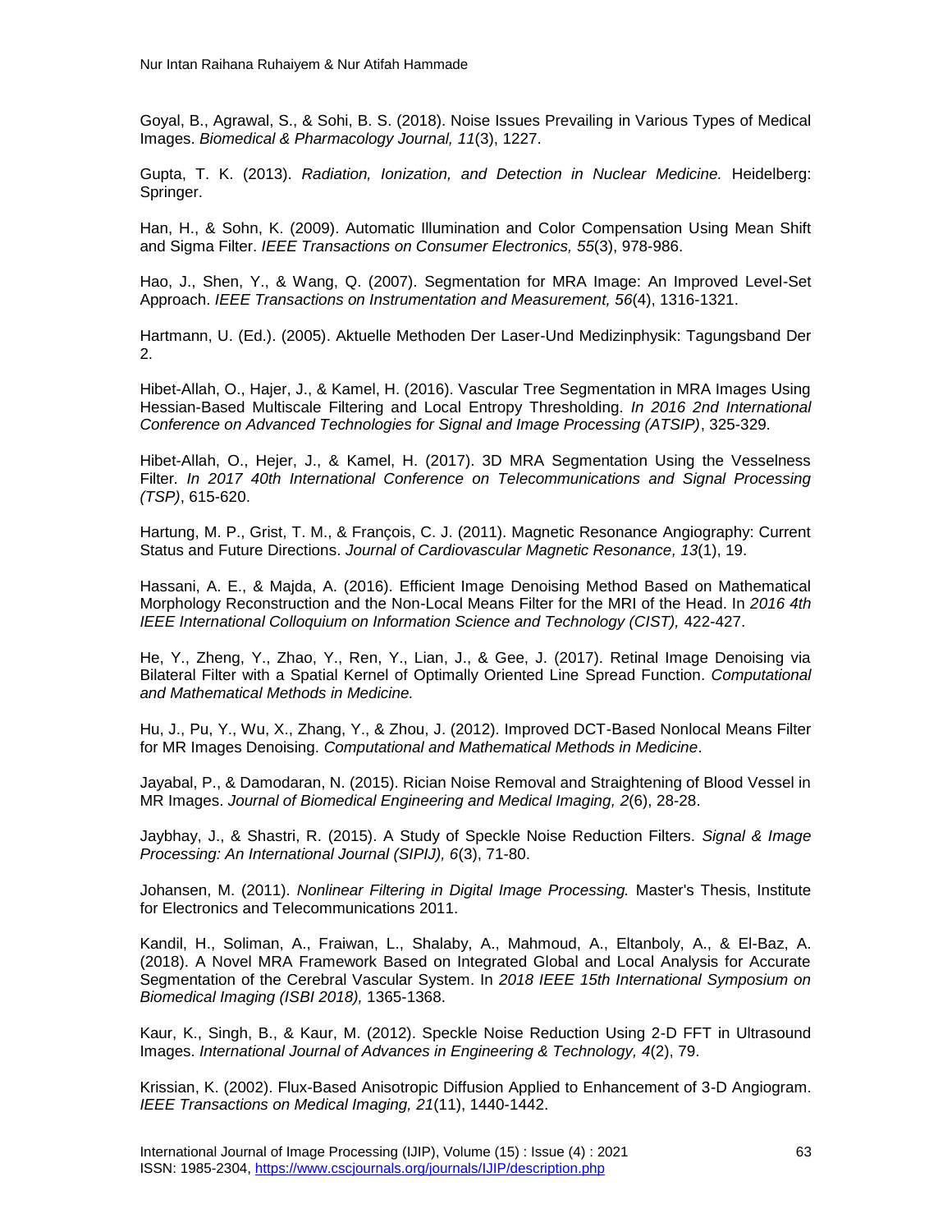Goyal, B., Agrawal, S., & Sohi, B. S. (2018). Noise Issues Prevailing in Various Types of Medical Images. *Biomedical & Pharmacology Journal, 11*(3), 1227.

Gupta, T. K. (2013). *Radiation, Ionization, and Detection in Nuclear Medicine.* Heidelberg: Springer.

Han, H., & Sohn, K. (2009). Automatic Illumination and Color Compensation Using Mean Shift and Sigma Filter. *IEEE Transactions on Consumer Electronics, 55*(3), 978-986.

Hao, J., Shen, Y., & Wang, Q. (2007). Segmentation for MRA Image: An Improved Level-Set Approach. *IEEE Transactions on Instrumentation and Measurement, 56*(4), 1316-1321.

Hartmann, U. (Ed.). (2005). Aktuelle Methoden Der Laser-Und Medizinphysik: Tagungsband Der 2.

Hibet-Allah, O., Hajer, J., & Kamel, H. (2016). Vascular Tree Segmentation in MRA Images Using Hessian-Based Multiscale Filtering and Local Entropy Thresholding. *In 2016 2nd International Conference on Advanced Technologies for Signal and Image Processing (ATSIP)*, 325-329.

Hibet-Allah, O., Hejer, J., & Kamel, H. (2017). 3D MRA Segmentation Using the Vesselness Filter. *In 2017 40th International Conference on Telecommunications and Signal Processing (TSP)*, 615-620.

Hartung, M. P., Grist, T. M., & François, C. J. (2011). Magnetic Resonance Angiography: Current Status and Future Directions. *Journal of Cardiovascular Magnetic Resonance, 13*(1), 19.

Hassani, A. E., & Majda, A. (2016). Efficient Image Denoising Method Based on Mathematical Morphology Reconstruction and the Non-Local Means Filter for the MRI of the Head. In *2016 4th IEEE International Colloquium on Information Science and Technology (CIST),* 422-427.

He, Y., Zheng, Y., Zhao, Y., Ren, Y., Lian, J., & Gee, J. (2017). Retinal Image Denoising via Bilateral Filter with a Spatial Kernel of Optimally Oriented Line Spread Function. *Computational and Mathematical Methods in Medicine.*

Hu, J., Pu, Y., Wu, X., Zhang, Y., & Zhou, J. (2012). Improved DCT-Based Nonlocal Means Filter for MR Images Denoising. *Computational and Mathematical Methods in Medicine*.

Jayabal, P., & Damodaran, N. (2015). Rician Noise Removal and Straightening of Blood Vessel in MR Images. *Journal of Biomedical Engineering and Medical Imaging, 2*(6), 28-28.

Jaybhay, J., & Shastri, R. (2015). A Study of Speckle Noise Reduction Filters. *Signal & Image Processing: An International Journal (SIPIJ), 6*(3), 71-80.

Johansen, M. (2011). *Nonlinear Filtering in Digital Image Processing.* Master's Thesis, Institute for Electronics and Telecommunications 2011.

Kandil, H., Soliman, A., Fraiwan, L., Shalaby, A., Mahmoud, A., Eltanboly, A., & El-Baz, A. (2018). A Novel MRA Framework Based on Integrated Global and Local Analysis for Accurate Segmentation of the Cerebral Vascular System. In *2018 IEEE 15th International Symposium on Biomedical Imaging (ISBI 2018),* 1365-1368.

Kaur, K., Singh, B., & Kaur, M. (2012). Speckle Noise Reduction Using 2-D FFT in Ultrasound Images. *International Journal of Advances in Engineering & Technology, 4*(2), 79.

Krissian, K. (2002). Flux-Based Anisotropic Diffusion Applied to Enhancement of 3-D Angiogram. *IEEE Transactions on Medical Imaging, 21*(11), 1440-1442.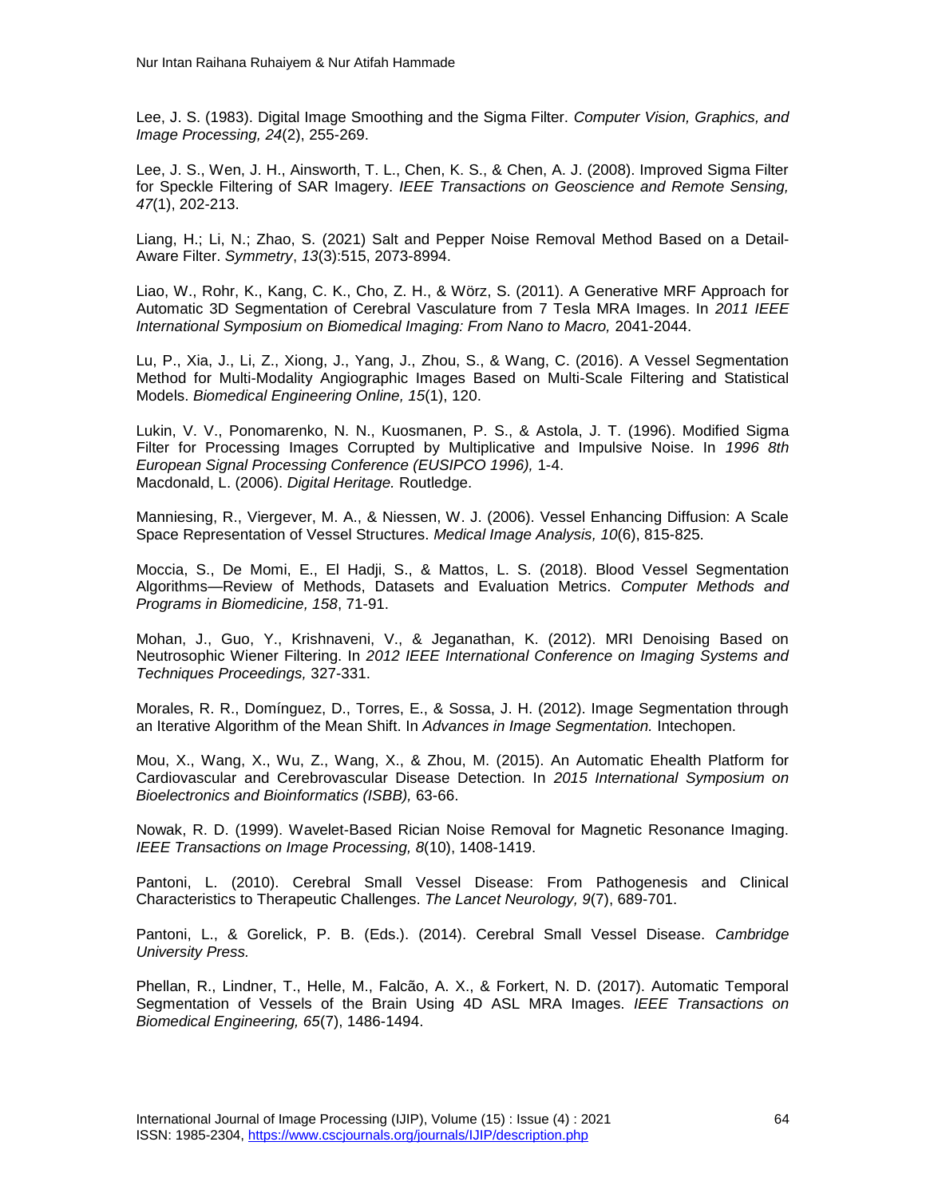Lee, J. S. (1983). Digital Image Smoothing and the Sigma Filter. *Computer Vision, Graphics, and Image Processing, 24*(2), 255-269.

Lee, J. S., Wen, J. H., Ainsworth, T. L., Chen, K. S., & Chen, A. J. (2008). Improved Sigma Filter for Speckle Filtering of SAR Imagery. *IEEE Transactions on Geoscience and Remote Sensing, 47*(1), 202-213.

Liang, H.; Li, N.; Zhao, S. (2021) Salt and Pepper Noise Removal Method Based on a Detail-Aware Filter. *Symmetry*, *13*(3):515, 2073-8994.

Liao, W., Rohr, K., Kang, C. K., Cho, Z. H., & Wörz, S. (2011). A Generative MRF Approach for Automatic 3D Segmentation of Cerebral Vasculature from 7 Tesla MRA Images. In *2011 IEEE International Symposium on Biomedical Imaging: From Nano to Macro,* 2041-2044.

Lu, P., Xia, J., Li, Z., Xiong, J., Yang, J., Zhou, S., & Wang, C. (2016). A Vessel Segmentation Method for Multi-Modality Angiographic Images Based on Multi-Scale Filtering and Statistical Models. *Biomedical Engineering Online, 15*(1), 120.

Lukin, V. V., Ponomarenko, N. N., Kuosmanen, P. S., & Astola, J. T. (1996). Modified Sigma Filter for Processing Images Corrupted by Multiplicative and Impulsive Noise. In *1996 8th European Signal Processing Conference (EUSIPCO 1996),* 1-4.
Macdonald, L. (2006). *Digital Heritage.* Routledge.

Manniesing, R., Viergever, M. A., & Niessen, W. J. (2006). Vessel Enhancing Diffusion: A Scale Space Representation of Vessel Structures. *Medical Image Analysis, 10*(6), 815-825.

Moccia, S., De Momi, E., El Hadji, S., & Mattos, L. S. (2018). Blood Vessel Segmentation Algorithms—Review of Methods, Datasets and Evaluation Metrics. *Computer Methods and Programs in Biomedicine, 158*, 71-91.

Mohan, J., Guo, Y., Krishnaveni, V., & Jeganathan, K. (2012). MRI Denoising Based on Neutrosophic Wiener Filtering. In *2012 IEEE International Conference on Imaging Systems and Techniques Proceedings,* 327-331.

Morales, R. R., Domínguez, D., Torres, E., & Sossa, J. H. (2012). Image Segmentation through an Iterative Algorithm of the Mean Shift. In *Advances in Image Segmentation.* Intechopen.

Mou, X., Wang, X., Wu, Z., Wang, X., & Zhou, M. (2015). An Automatic Ehealth Platform for Cardiovascular and Cerebrovascular Disease Detection. In *2015 International Symposium on Bioelectronics and Bioinformatics (ISBB),* 63-66.

Nowak, R. D. (1999). Wavelet-Based Rician Noise Removal for Magnetic Resonance Imaging. *IEEE Transactions on Image Processing, 8*(10), 1408-1419.

Pantoni, L. (2010). Cerebral Small Vessel Disease: From Pathogenesis and Clinical Characteristics to Therapeutic Challenges. *The Lancet Neurology, 9*(7), 689-701.

Pantoni, L., & Gorelick, P. B. (Eds.). (2014). Cerebral Small Vessel Disease. *Cambridge University Press.*

Phellan, R., Lindner, T., Helle, M., Falcão, A. X., & Forkert, N. D. (2017). Automatic Temporal Segmentation of Vessels of the Brain Using 4D ASL MRA Images. *IEEE Transactions on Biomedical Engineering, 65*(7), 1486-1494.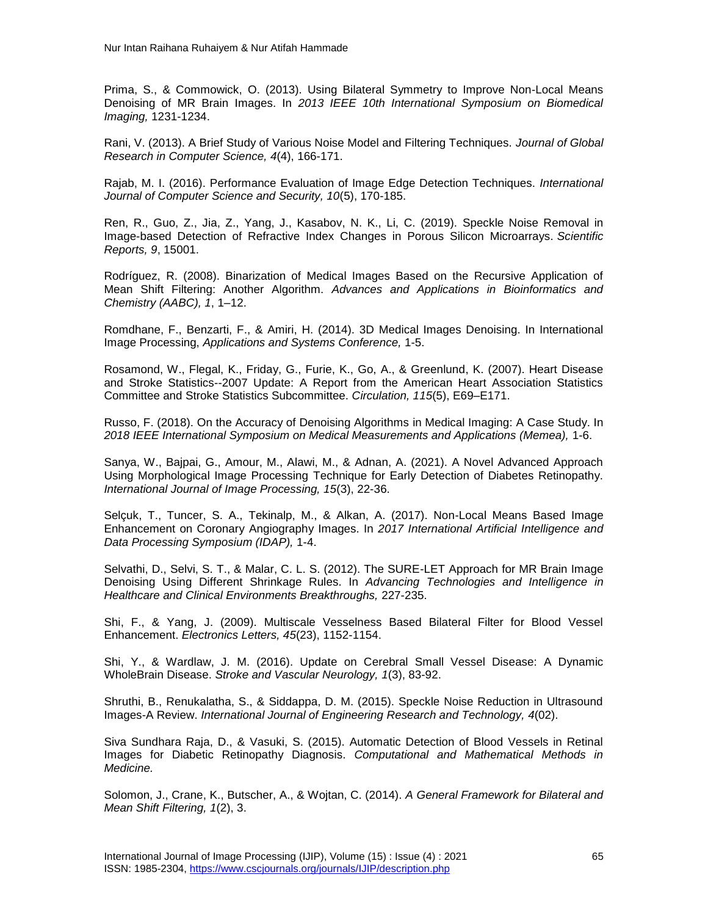Prima, S., & Commowick, O. (2013). Using Bilateral Symmetry to Improve Non-Local Means Denoising of MR Brain Images. In *2013 IEEE 10th International Symposium on Biomedical Imaging,* 1231-1234.

Rani, V. (2013). A Brief Study of Various Noise Model and Filtering Techniques. *Journal of Global Research in Computer Science, 4*(4), 166-171.

Rajab, M. I. (2016). Performance Evaluation of Image Edge Detection Techniques. *International Journal of Computer Science and Security, 10*(5), 170-185.

Ren, R., Guo, Z., Jia, Z., Yang, J., Kasabov, N. K., Li, C. (2019). Speckle Noise Removal in Image-based Detection of Refractive Index Changes in Porous Silicon Microarrays. *Scientific Reports, 9*, 15001.

Rodríguez, R. (2008). Binarization of Medical Images Based on the Recursive Application of Mean Shift Filtering: Another Algorithm. *Advances and Applications in Bioinformatics and Chemistry (AABC), 1*, 1–12.

Romdhane, F., Benzarti, F., & Amiri, H. (2014). 3D Medical Images Denoising. In International Image Processing, *Applications and Systems Conference,* 1-5.

Rosamond, W., Flegal, K., Friday, G., Furie, K., Go, A., & Greenlund, K. (2007). Heart Disease and Stroke Statistics--2007 Update: A Report from the American Heart Association Statistics Committee and Stroke Statistics Subcommittee. *Circulation, 115*(5), E69–E171.

Russo, F. (2018). On the Accuracy of Denoising Algorithms in Medical Imaging: A Case Study. In *2018 IEEE International Symposium on Medical Measurements and Applications (Memea),* 1-6.

Sanya, W., Bajpai, G., Amour, M., Alawi, M., & Adnan, A. (2021). A Novel Advanced Approach Using Morphological Image Processing Technique for Early Detection of Diabetes Retinopathy. *International Journal of Image Processing, 15*(3), 22-36.

Selçuk, T., Tuncer, S. A., Tekinalp, M., & Alkan, A. (2017). Non-Local Means Based Image Enhancement on Coronary Angiography Images. In *2017 International Artificial Intelligence and Data Processing Symposium (IDAP),* 1-4.

Selvathi, D., Selvi, S. T., & Malar, C. L. S. (2012). The SURE-LET Approach for MR Brain Image Denoising Using Different Shrinkage Rules. In *Advancing Technologies and Intelligence in Healthcare and Clinical Environments Breakthroughs,* 227-235.

Shi, F., & Yang, J. (2009). Multiscale Vesselness Based Bilateral Filter for Blood Vessel Enhancement. *Electronics Letters, 45*(23), 1152-1154.

Shi, Y., & Wardlaw, J. M. (2016). Update on Cerebral Small Vessel Disease: A Dynamic WholeBrain Disease. *Stroke and Vascular Neurology, 1*(3), 83-92.

Shruthi, B., Renukalatha, S., & Siddappa, D. M. (2015). Speckle Noise Reduction in Ultrasound Images-A Review. *International Journal of Engineering Research and Technology, 4*(02).

Siva Sundhara Raja, D., & Vasuki, S. (2015). Automatic Detection of Blood Vessels in Retinal Images for Diabetic Retinopathy Diagnosis. *Computational and Mathematical Methods in Medicine.*

Solomon, J., Crane, K., Butscher, A., & Wojtan, C. (2014). *A General Framework for Bilateral and Mean Shift Filtering, 1*(2), 3.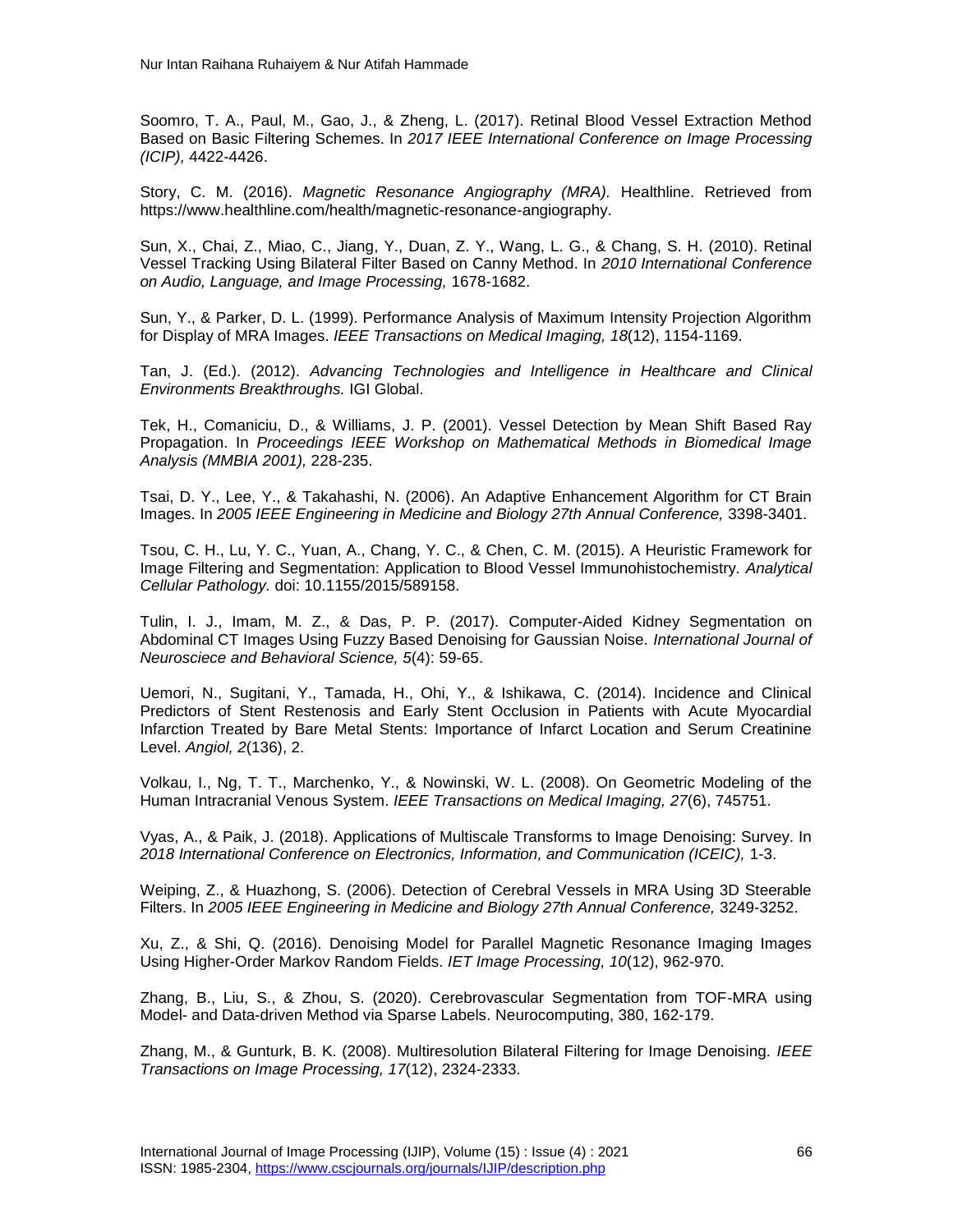Soomro, T. A., Paul, M., Gao, J., & Zheng, L. (2017). Retinal Blood Vessel Extraction Method Based on Basic Filtering Schemes. In *2017 IEEE International Conference on Image Processing (ICIP),* 4422-4426.

Story, C. M. (2016). *Magnetic Resonance Angiography (MRA).* Healthline. Retrieved from https://www.healthline.com/health/magnetic-resonance-angiography.

Sun, X., Chai, Z., Miao, C., Jiang, Y., Duan, Z. Y., Wang, L. G., & Chang, S. H. (2010). Retinal Vessel Tracking Using Bilateral Filter Based on Canny Method. In *2010 International Conference on Audio, Language, and Image Processing,* 1678-1682.

Sun, Y., & Parker, D. L. (1999). Performance Analysis of Maximum Intensity Projection Algorithm for Display of MRA Images. *IEEE Transactions on Medical Imaging, 18*(12), 1154-1169.

Tan, J. (Ed.). (2012). *Advancing Technologies and Intelligence in Healthcare and Clinical Environments Breakthroughs.* IGI Global.

Tek, H., Comaniciu, D., & Williams, J. P. (2001). Vessel Detection by Mean Shift Based Ray Propagation. In *Proceedings IEEE Workshop on Mathematical Methods in Biomedical Image Analysis (MMBIA 2001),* 228-235.

Tsai, D. Y., Lee, Y., & Takahashi, N. (2006). An Adaptive Enhancement Algorithm for CT Brain Images. In *2005 IEEE Engineering in Medicine and Biology 27th Annual Conference,* 3398-3401.

Tsou, C. H., Lu, Y. C., Yuan, A., Chang, Y. C., & Chen, C. M. (2015). A Heuristic Framework for Image Filtering and Segmentation: Application to Blood Vessel Immunohistochemistry. *Analytical Cellular Pathology.* doi: 10.1155/2015/589158.

Tulin, I. J., Imam, M. Z., & Das, P. P. (2017). Computer-Aided Kidney Segmentation on Abdominal CT Images Using Fuzzy Based Denoising for Gaussian Noise. *International Journal of Neurosciece and Behavioral Science, 5*(4): 59-65.

Uemori, N., Sugitani, Y., Tamada, H., Ohi, Y., & Ishikawa, C. (2014). Incidence and Clinical Predictors of Stent Restenosis and Early Stent Occlusion in Patients with Acute Myocardial Infarction Treated by Bare Metal Stents: Importance of Infarct Location and Serum Creatinine Level. *Angiol, 2*(136), 2.

Volkau, I., Ng, T. T., Marchenko, Y., & Nowinski, W. L. (2008). On Geometric Modeling of the Human Intracranial Venous System. *IEEE Transactions on Medical Imaging, 27*(6), 745751.

Vyas, A., & Paik, J. (2018). Applications of Multiscale Transforms to Image Denoising: Survey. In *2018 International Conference on Electronics, Information, and Communication (ICEIC),* 1-3.

Weiping, Z., & Huazhong, S. (2006). Detection of Cerebral Vessels in MRA Using 3D Steerable Filters. In *2005 IEEE Engineering in Medicine and Biology 27th Annual Conference,* 3249-3252.

Xu, Z., & Shi, Q. (2016). Denoising Model for Parallel Magnetic Resonance Imaging Images Using Higher-Order Markov Random Fields. *IET Image Processing, 10*(12), 962-970.

Zhang, B., Liu, S., & Zhou, S. (2020). Cerebrovascular Segmentation from TOF-MRA using Model- and Data-driven Method via Sparse Labels. Neurocomputing, 380, 162-179.

Zhang, M., & Gunturk, B. K. (2008). Multiresolution Bilateral Filtering for Image Denoising. *IEEE Transactions on Image Processing, 17*(12), 2324-2333.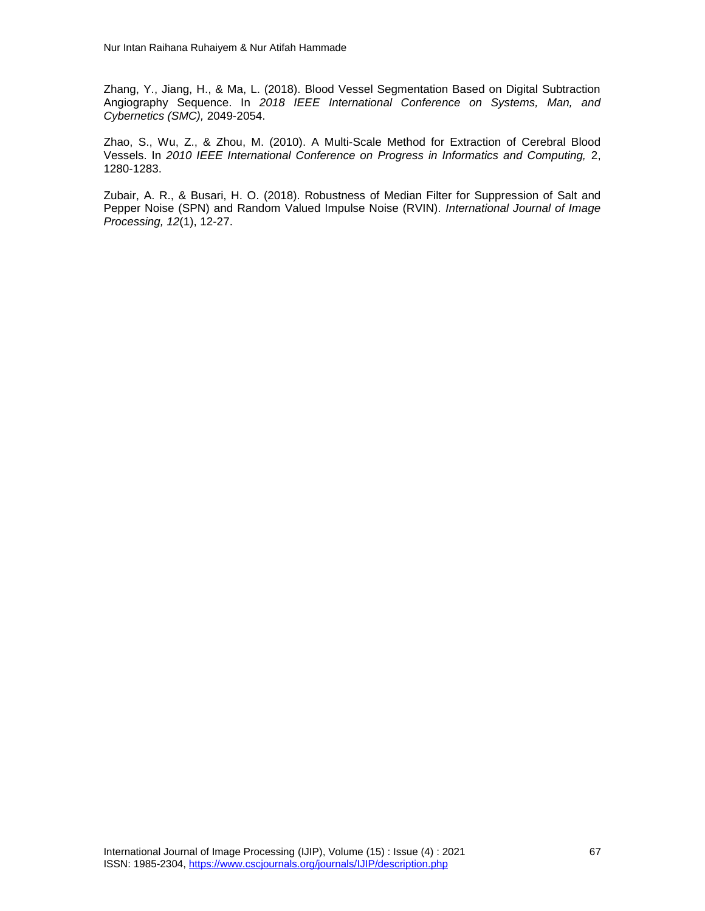Zhang, Y., Jiang, H., & Ma, L. (2018). Blood Vessel Segmentation Based on Digital Subtraction Angiography Sequence. In *2018 IEEE International Conference on Systems, Man, and Cybernetics (SMC),* 2049-2054.

Zhao, S., Wu, Z., & Zhou, M. (2010). A Multi-Scale Method for Extraction of Cerebral Blood Vessels. In *2010 IEEE International Conference on Progress in Informatics and Computing,* 2, 1280-1283.

Zubair, A. R., & Busari, H. O. (2018). Robustness of Median Filter for Suppression of Salt and Pepper Noise (SPN) and Random Valued Impulse Noise (RVIN). *International Journal of Image Processing, 12*(1), 12-27.